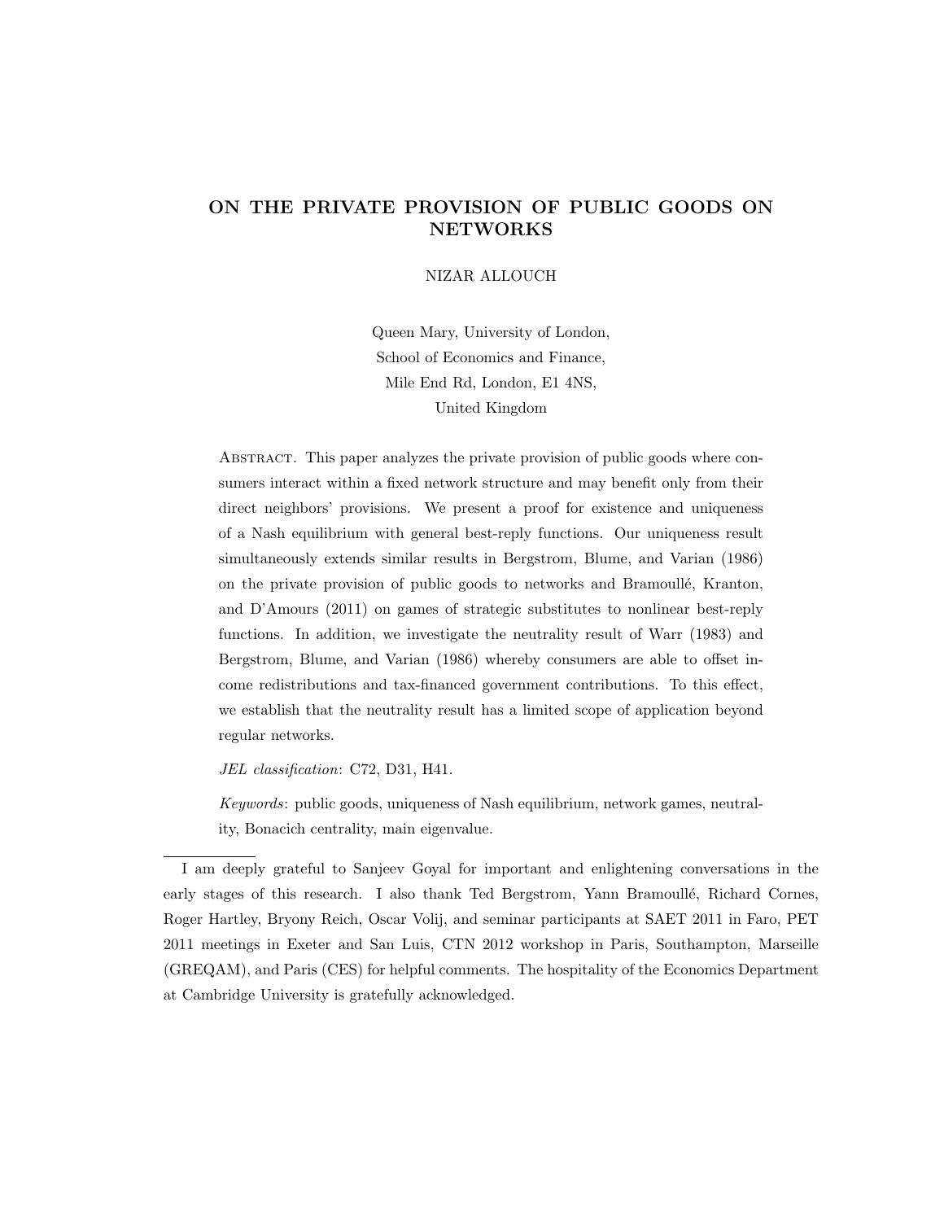# ON THE PRIVATE PROVISION OF PUBLIC GOODS ON NETWORKS

NIZAR ALLOUCH

Queen Mary, University of London,
School of Economics and Finance,
Mile End Rd, London, E1 4NS,
United Kingdom

Abstract. This paper analyzes the private provision of public goods where consumers interact within a fixed network structure and may benefit only from their direct neighbors' provisions. We present a proof for existence and uniqueness of a Nash equilibrium with general best-reply functions. Our uniqueness result simultaneously extends similar results in Bergstrom, Blume, and Varian (1986) on the private provision of public goods to networks and Bramoullé, Kranton, and D'Amours (2011) on games of strategic substitutes to nonlinear best-reply functions. In addition, we investigate the neutrality result of Warr (1983) and Bergstrom, Blume, and Varian (1986) whereby consumers are able to offset income redistributions and tax-financed government contributions. To this effect, we establish that the neutrality result has a limited scope of application beyond regular networks.

*JEL classification*: C72, D31, H41.

*Keywords*: public goods, uniqueness of Nash equilibrium, network games, neutrality, Bonacich centrality, main eigenvalue.

---

I am deeply grateful to Sanjeev Goyal for important and enlightening conversations in the early stages of this research. I also thank Ted Bergstrom, Yann Bramoullé, Richard Cornes, Roger Hartley, Bryony Reich, Oscar Volij, and seminar participants at SAET 2011 in Faro, PET 2011 meetings in Exeter and San Luis, CTN 2012 workshop in Paris, Southampton, Marseille (GREQAM), and Paris (CES) for helpful comments. The hospitality of the Economics Department at Cambridge University is gratefully acknowledged.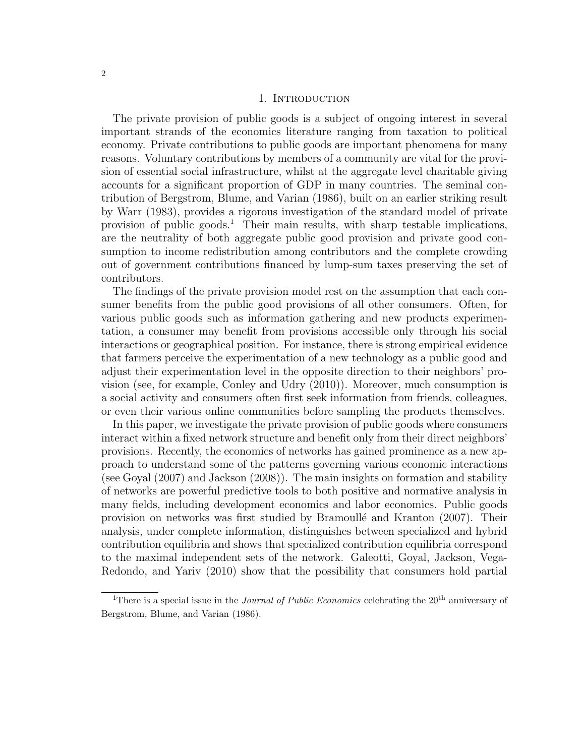# 1. Introduction

The private provision of public goods is a subject of ongoing interest in several important strands of the economics literature ranging from taxation to political economy. Private contributions to public goods are important phenomena for many reasons. Voluntary contributions by members of a community are vital for the provision of essential social infrastructure, whilst at the aggregate level charitable giving accounts for a significant proportion of GDP in many countries. The seminal contribution of Bergstrom, Blume, and Varian (1986), built on an earlier striking result by Warr (1983), provides a rigorous investigation of the standard model of private provision of public goods.[1] Their main results, with sharp testable implications, are the neutrality of both aggregate public good provision and private good consumption to income redistribution among contributors and the complete crowding out of government contributions financed by lump-sum taxes preserving the set of contributors.

The findings of the private provision model rest on the assumption that each consumer benefits from the public good provisions of all other consumers. Often, for various public goods such as information gathering and new products experimentation, a consumer may benefit from provisions accessible only through his social interactions or geographical position. For instance, there is strong empirical evidence that farmers perceive the experimentation of a new technology as a public good and adjust their experimentation level in the opposite direction to their neighbors' provision (see, for example, Conley and Udry (2010)). Moreover, much consumption is a social activity and consumers often first seek information from friends, colleagues, or even their various online communities before sampling the products themselves.

In this paper, we investigate the private provision of public goods where consumers interact within a fixed network structure and benefit only from their direct neighbors' provisions. Recently, the economics of networks has gained prominence as a new approach to understand some of the patterns governing various economic interactions (see Goyal (2007) and Jackson (2008)). The main insights on formation and stability of networks are powerful predictive tools to both positive and normative analysis in many fields, including development economics and labor economics. Public goods provision on networks was first studied by Bramoullé and Kranton (2007). Their analysis, under complete information, distinguishes between specialized and hybrid contribution equilibria and shows that specialized contribution equilibria correspond to the maximal independent sets of the network. Galeotti, Goyal, Jackson, Vega-Redondo, and Yariv (2010) show that the possibility that consumers hold partial

[1] There is a special issue in the *Journal of Public Economics* celebrating the 20th anniversary of Bergstrom, Blume, and Varian (1986).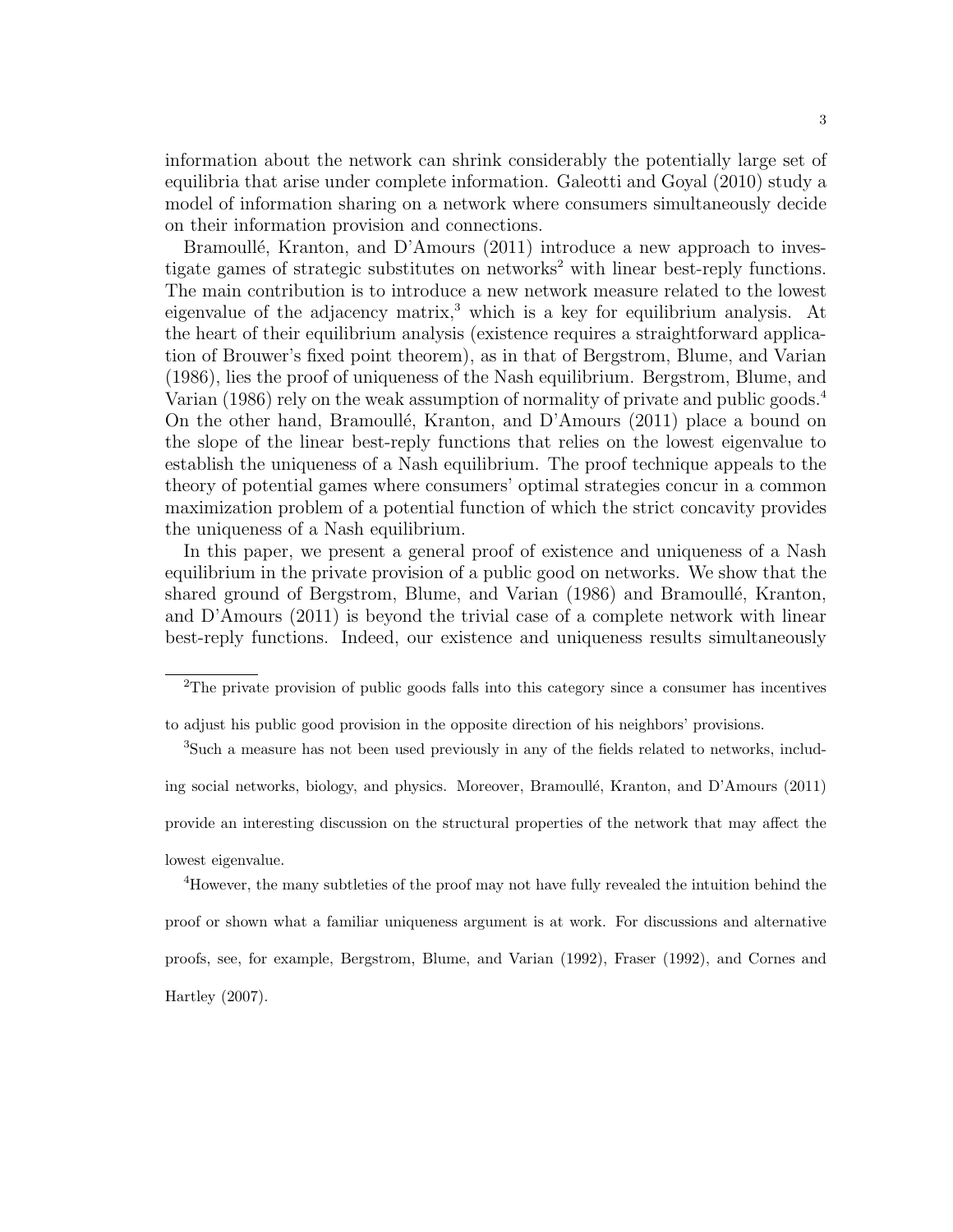information about the network can shrink considerably the potentially large set of equilibria that arise under complete information. Galeotti and Goyal (2010) study a model of information sharing on a network where consumers simultaneously decide on their information provision and connections.

Bramoullé, Kranton, and D'Amours (2011) introduce a new approach to investigate games of strategic substitutes on networks[2] with linear best-reply functions. The main contribution is to introduce a new network measure related to the lowest eigenvalue of the adjacency matrix,[3] which is a key for equilibrium analysis. At the heart of their equilibrium analysis (existence requires a straightforward application of Brouwer's fixed point theorem), as in that of Bergstrom, Blume, and Varian (1986), lies the proof of uniqueness of the Nash equilibrium. Bergstrom, Blume, and Varian (1986) rely on the weak assumption of normality of private and public goods.[4] On the other hand, Bramoullé, Kranton, and D'Amours (2011) place a bound on the slope of the linear best-reply functions that relies on the lowest eigenvalue to establish the uniqueness of a Nash equilibrium. The proof technique appeals to the theory of potential games where consumers' optimal strategies concur in a common maximization problem of a potential function of which the strict concavity provides the uniqueness of a Nash equilibrium.

In this paper, we present a general proof of existence and uniqueness of a Nash equilibrium in the private provision of a public good on networks. We show that the shared ground of Bergstrom, Blume, and Varian (1986) and Bramoullé, Kranton, and D'Amours (2011) is beyond the trivial case of a complete network with linear best-reply functions. Indeed, our existence and uniqueness results simultaneously

[2] The private provision of public goods falls into this category since a consumer has incentives to adjust his public good provision in the opposite direction of his neighbors' provisions.

[3] Such a measure has not been used previously in any of the fields related to networks, including social networks, biology, and physics. Moreover, Bramoullé, Kranton, and D'Amours (2011) provide an interesting discussion on the structural properties of the network that may affect the lowest eigenvalue.

[4] However, the many subtleties of the proof may not have fully revealed the intuition behind the proof or shown what a familiar uniqueness argument is at work. For discussions and alternative proofs, see, for example, Bergstrom, Blume, and Varian (1992), Fraser (1992), and Cornes and Hartley (2007).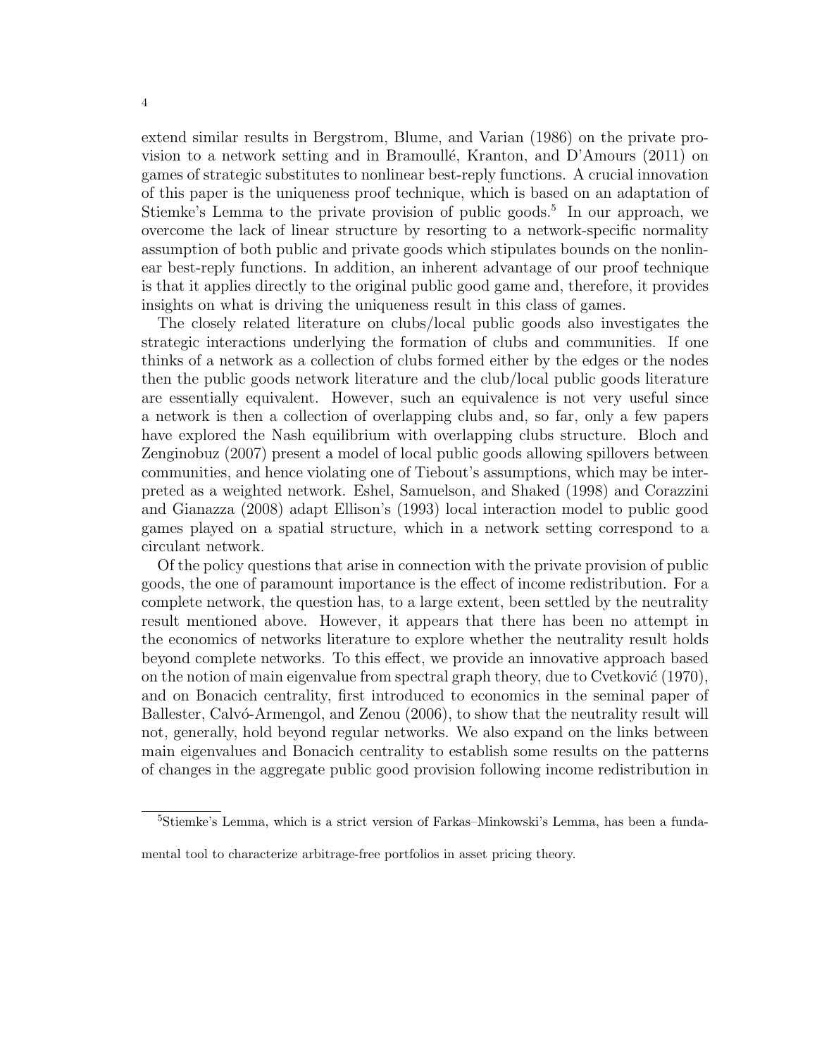extend similar results in Bergstrom, Blume, and Varian (1986) on the private provision to a network setting and in Bramoullé, Kranton, and D'Amours (2011) on games of strategic substitutes to nonlinear best-reply functions. A crucial innovation of this paper is the uniqueness proof technique, which is based on an adaptation of Stiemke's Lemma to the private provision of public goods.[5] In our approach, we overcome the lack of linear structure by resorting to a network-specific normality assumption of both public and private goods which stipulates bounds on the nonlinear best-reply functions. In addition, an inherent advantage of our proof technique is that it applies directly to the original public good game and, therefore, it provides insights on what is driving the uniqueness result in this class of games.

The closely related literature on clubs/local public goods also investigates the strategic interactions underlying the formation of clubs and communities. If one thinks of a network as a collection of clubs formed either by the edges or the nodes then the public goods network literature and the club/local public goods literature are essentially equivalent. However, such an equivalence is not very useful since a network is then a collection of overlapping clubs and, so far, only a few papers have explored the Nash equilibrium with overlapping clubs structure. Bloch and Zenginobuz (2007) present a model of local public goods allowing spillovers between communities, and hence violating one of Tiebout's assumptions, which may be interpreted as a weighted network. Eshel, Samuelson, and Shaked (1998) and Corazzini and Gianazza (2008) adapt Ellison's (1993) local interaction model to public good games played on a spatial structure, which in a network setting correspond to a circulant network.

Of the policy questions that arise in connection with the private provision of public goods, the one of paramount importance is the effect of income redistribution. For a complete network, the question has, to a large extent, been settled by the neutrality result mentioned above. However, it appears that there has been no attempt in the economics of networks literature to explore whether the neutrality result holds beyond complete networks. To this effect, we provide an innovative approach based on the notion of main eigenvalue from spectral graph theory, due to Cvetković (1970), and on Bonacich centrality, first introduced to economics in the seminal paper of Ballester, Calvó-Armengol, and Zenou (2006), to show that the neutrality result will not, generally, hold beyond regular networks. We also expand on the links between main eigenvalues and Bonacich centrality to establish some results on the patterns of changes in the aggregate public good provision following income redistribution in

[5] Stiemke's Lemma, which is a strict version of Farkas–Minkowski's Lemma, has been a fundamental tool to characterize arbitrage-free portfolios in asset pricing theory.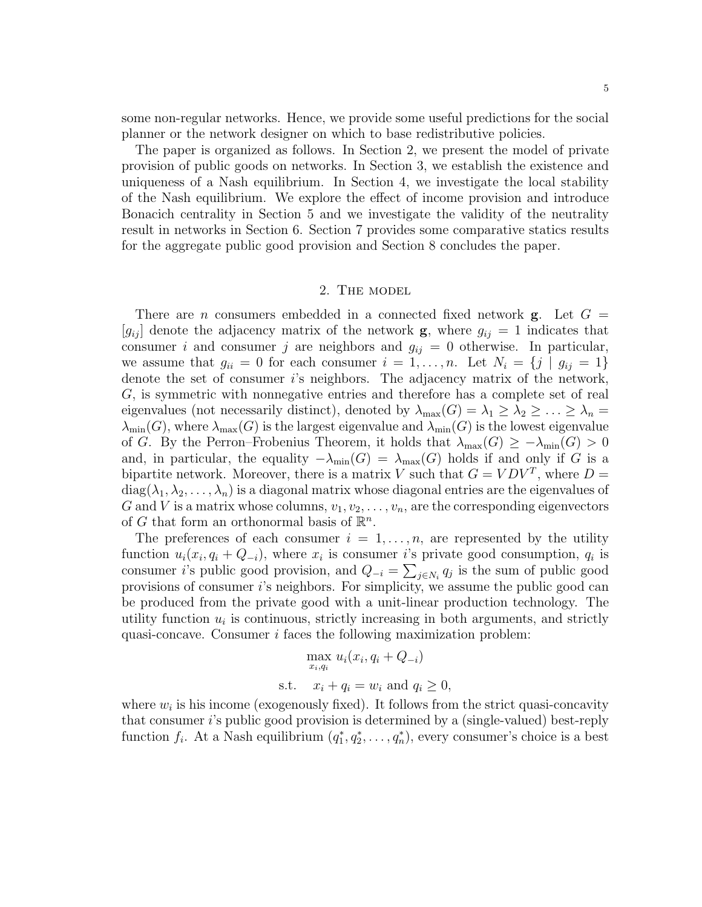some non-regular networks. Hence, we provide some useful predictions for the social planner or the network designer on which to base redistributive policies.

The paper is organized as follows. In Section 2, we present the model of private provision of public goods on networks. In Section 3, we establish the existence and uniqueness of a Nash equilibrium. In Section 4, we investigate the local stability of the Nash equilibrium. We explore the effect of income provision and introduce Bonacich centrality in Section 5 and we investigate the validity of the neutrality result in networks in Section 6. Section 7 provides some comparative statics results for the aggregate public good provision and Section 8 concludes the paper.

## 2. The model

There are $n$ consumers embedded in a connected fixed network $\mathbf{g}$. Let $G = [g_{ij}]$ denote the adjacency matrix of the network $\mathbf{g}$, where $g_{ij} = 1$ indicates that consumer $i$ and consumer $j$ are neighbors and $g_{ij} = 0$ otherwise. In particular, we assume that $g_{ii} = 0$ for each consumer $i = 1, \ldots, n$. Let $N_i = \{j \mid g_{ij} = 1\}$ denote the set of consumer $i$'s neighbors. The adjacency matrix of the network, $G$, is symmetric with nonnegative entries and therefore has a complete set of real eigenvalues (not necessarily distinct), denoted by $\lambda_{\max}(G) = \lambda_1 \geq \lambda_2 \geq \ldots \geq \lambda_n = \lambda_{\min}(G)$, where $\lambda_{\max}(G)$ is the largest eigenvalue and $\lambda_{\min}(G)$ is the lowest eigenvalue of $G$. By the Perron–Frobenius Theorem, it holds that $\lambda_{\max}(G) \geq -\lambda_{\min}(G) > 0$ and, in particular, the equality $-\lambda_{\min}(G) = \lambda_{\max}(G)$ holds if and only if $G$ is a bipartite network. Moreover, there is a matrix $V$ such that $G = VDV^T$, where $D = \text{diag}(\lambda_1, \lambda_2, \ldots, \lambda_n)$ is a diagonal matrix whose diagonal entries are the eigenvalues of $G$ and $V$ is a matrix whose columns, $v_1, v_2, \ldots, v_n$, are the corresponding eigenvectors of $G$ that form an orthonormal basis of $\mathbb{R}^n$.

The preferences of each consumer $i = 1, \ldots, n$, are represented by the utility function $u_i(x_i, q_i + Q_{-i})$, where $x_i$ is consumer $i$'s private good consumption, $q_i$ is consumer $i$'s public good provision, and $Q_{-i} = \sum_{j \in N_i} q_j$ is the sum of public good provisions of consumer $i$'s neighbors. For simplicity, we assume the public good can be produced from the private good with a unit-linear production technology. The utility function $u_i$ is continuous, strictly increasing in both arguments, and strictly quasi-concave. Consumer $i$ faces the following maximization problem:

$$\max_{x_i, q_i} \; u_i(x_i, q_i + Q_{-i})$$

$$\text{s.t.} \quad x_i + q_i = w_i \text{ and } q_i \geq 0,$$

where $w_i$ is his income (exogenously fixed). It follows from the strict quasi-concavity that consumer $i$'s public good provision is determined by a (single-valued) best-reply function $f_i$. At a Nash equilibrium $(q_1^*, q_2^*, \ldots, q_n^*)$, every consumer's choice is a best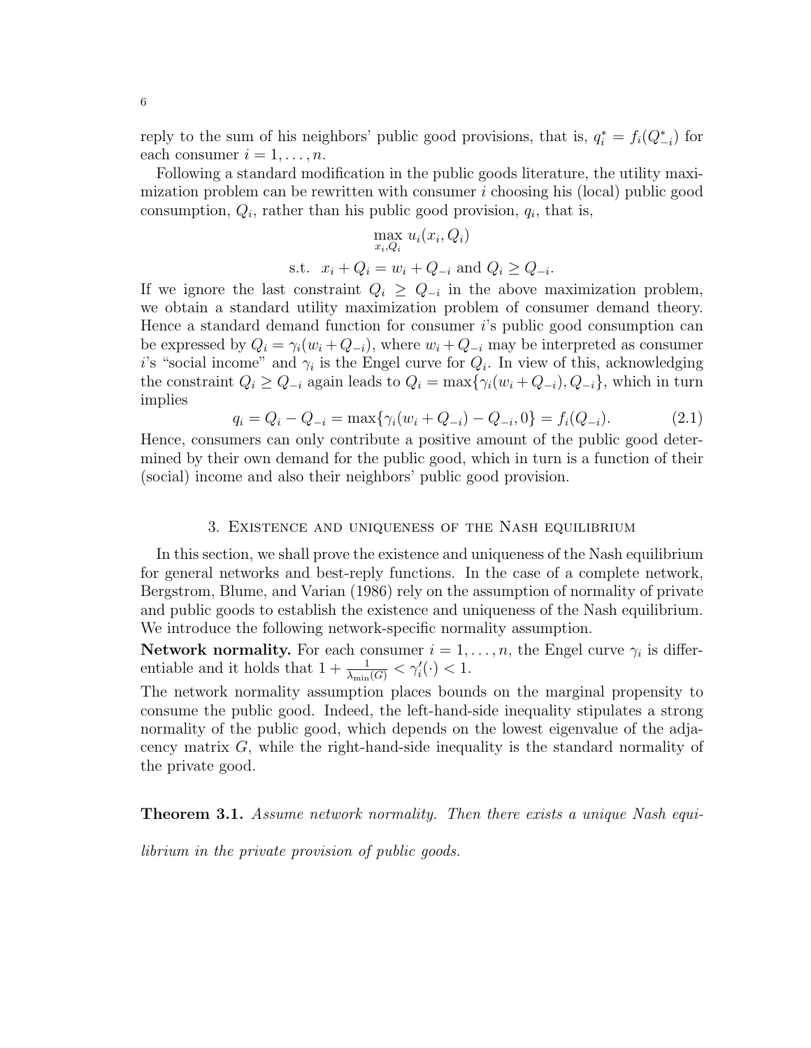reply to the sum of his neighbors' public good provisions, that is, $q_i^* = f_i(Q_{-i}^*)$ for each consumer $i = 1, \ldots, n$.

Following a standard modification in the public goods literature, the utility maximization problem can be rewritten with consumer $i$ choosing his (local) public good consumption, $Q_i$, rather than his public good provision, $q_i$, that is,

$$\max_{x_i, Q_i} u_i(x_i, Q_i)$$

$$\text{s.t.} \quad x_i + Q_i = w_i + Q_{-i} \text{ and } Q_i \geq Q_{-i}.$$

If we ignore the last constraint $Q_i \geq Q_{-i}$ in the above maximization problem, we obtain a standard utility maximization problem of consumer demand theory. Hence a standard demand function for consumer $i$'s public good consumption can be expressed by $Q_i = \gamma_i(w_i + Q_{-i})$, where $w_i + Q_{-i}$ may be interpreted as consumer $i$'s "social income" and $\gamma_i$ is the Engel curve for $Q_i$. In view of this, acknowledging the constraint $Q_i \geq Q_{-i}$ again leads to $Q_i = \max\{\gamma_i(w_i + Q_{-i}), Q_{-i}\}$, which in turn implies

$$q_i = Q_i - Q_{-i} = \max\{\gamma_i(w_i + Q_{-i}) - Q_{-i}, 0\} = f_i(Q_{-i}). \tag{2.1}$$

Hence, consumers can only contribute a positive amount of the public good determined by their own demand for the public good, which in turn is a function of their (social) income and also their neighbors' public good provision.

## 3. Existence and uniqueness of the Nash equilibrium

In this section, we shall prove the existence and uniqueness of the Nash equilibrium for general networks and best-reply functions. In the case of a complete network, Bergstrom, Blume, and Varian (1986) rely on the assumption of normality of private and public goods to establish the existence and uniqueness of the Nash equilibrium. We introduce the following network-specific normality assumption.

**Network normality.** For each consumer $i = 1, \ldots, n$, the Engel curve $\gamma_i$ is differentiable and it holds that $1 + \frac{1}{\lambda_{\min}(G)} < \gamma_i'(\cdot) < 1$.

The network normality assumption places bounds on the marginal propensity to consume the public good. Indeed, the left-hand-side inequality stipulates a strong normality of the public good, which depends on the lowest eigenvalue of the adjacency matrix $G$, while the right-hand-side inequality is the standard normality of the private good.

**Theorem 3.1.** *Assume network normality. Then there exists a unique Nash equilibrium in the private provision of public goods.*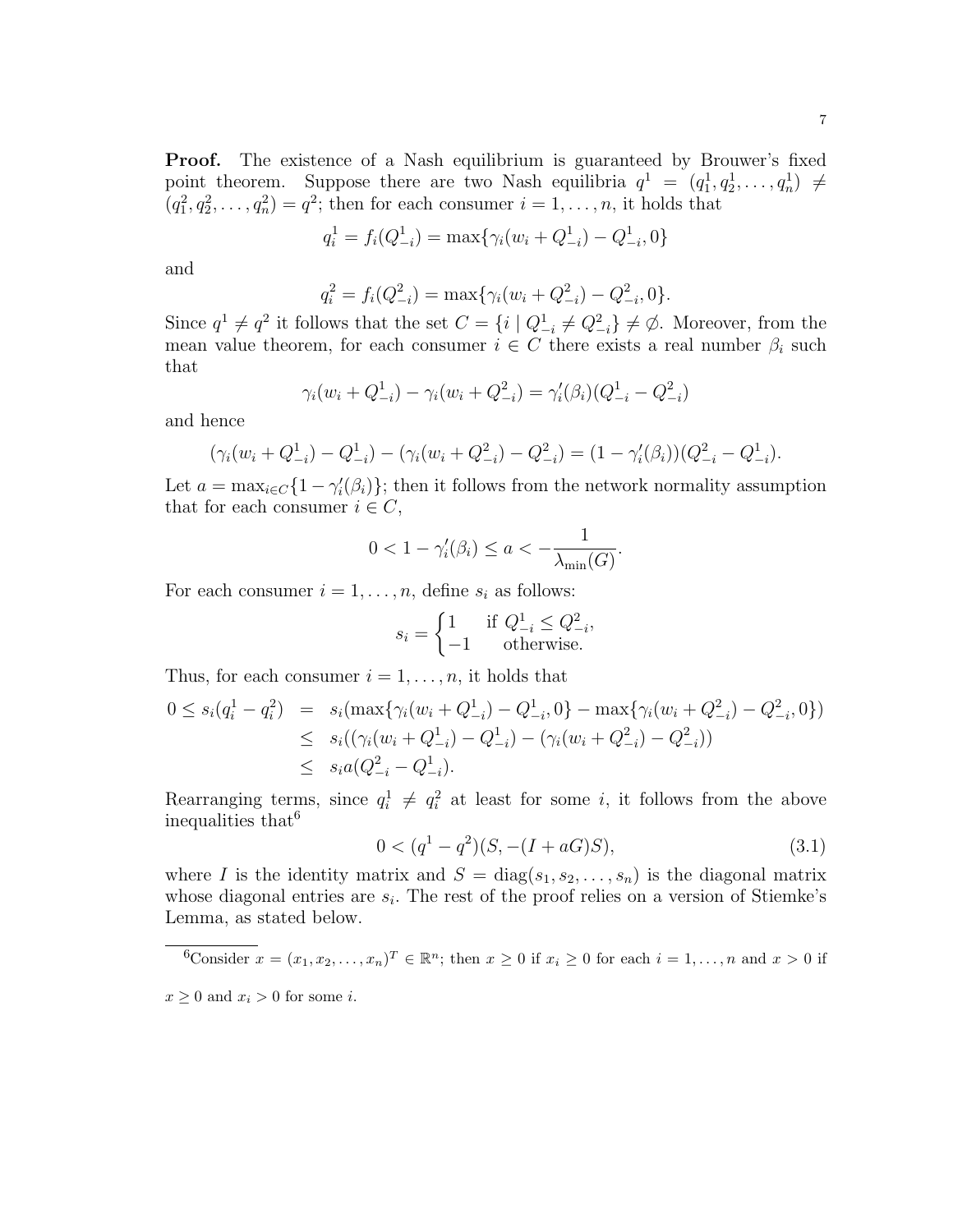**Proof.** The existence of a Nash equilibrium is guaranteed by Brouwer's fixed point theorem. Suppose there are two Nash equilibria $q^1 = (q_1^1, q_2^1, \ldots, q_n^1) \neq (q_1^2, q_2^2, \ldots, q_n^2) = q^2$; then for each consumer $i = 1, \ldots, n$, it holds that

$$q_i^1 = f_i(Q_{-i}^1) = \max\{\gamma_i(w_i + Q_{-i}^1) - Q_{-i}^1, 0\}$$

and

$$q_i^2 = f_i(Q_{-i}^2) = \max\{\gamma_i(w_i + Q_{-i}^2) - Q_{-i}^2, 0\}.$$

Since $q^1 \neq q^2$ it follows that the set $C = \{i \mid Q_{-i}^1 \neq Q_{-i}^2\} \neq \emptyset$. Moreover, from the mean value theorem, for each consumer $i \in C$ there exists a real number $\beta_i$ such that

$$\gamma_i(w_i + Q_{-i}^1) - \gamma_i(w_i + Q_{-i}^2) = \gamma_i'(\beta_i)(Q_{-i}^1 - Q_{-i}^2)$$

and hence

$$(\gamma_i(w_i + Q_{-i}^1) - Q_{-i}^1) - (\gamma_i(w_i + Q_{-i}^2) - Q_{-i}^2) = (1 - \gamma_i'(\beta_i))(Q_{-i}^2 - Q_{-i}^1).$$

Let $a = \max_{i \in C}\{1 - \gamma_i'(\beta_i)\}$; then it follows from the network normality assumption that for each consumer $i \in C$,

$$0 < 1 - \gamma_i'(\beta_i) \leq a < -\frac{1}{\lambda_{\min}(G)}.$$

For each consumer $i = 1, \ldots, n$, define $s_i$ as follows:

$$s_i = \begin{cases} 1 & \text{if } Q_{-i}^1 \leq Q_{-i}^2, \\ -1 & \text{otherwise.} \end{cases}$$

Thus, for each consumer $i = 1, \ldots, n$, it holds that

$$\begin{aligned} 0 \leq s_i(q_i^1 - q_i^2) &= s_i(\max\{\gamma_i(w_i + Q_{-i}^1) - Q_{-i}^1, 0\} - \max\{\gamma_i(w_i + Q_{-i}^2) - Q_{-i}^2, 0\}) \\ &\leq s_i((\gamma_i(w_i + Q_{-i}^1) - Q_{-i}^1) - (\gamma_i(w_i + Q_{-i}^2) - Q_{-i}^2)) \\ &\leq s_i a(Q_{-i}^2 - Q_{-i}^1). \end{aligned}$$

Rearranging terms, since $q_i^1 \neq q_i^2$ at least for some $i$, it follows from the above inequalities that[6]

$$0 < (q^1 - q^2)(S, -(I + aG)S), \tag{3.1}$$

where $I$ is the identity matrix and $S = \text{diag}(s_1, s_2, \ldots, s_n)$ is the diagonal matrix whose diagonal entries are $s_i$. The rest of the proof relies on a version of Stiemke's Lemma, as stated below.

[6] Consider $x = (x_1, x_2, \ldots, x_n)^T \in \mathbb{R}^n$; then $x \geq 0$ if $x_i \geq 0$ for each $i = 1, \ldots, n$ and $x > 0$ if $x \geq 0$ and $x_i > 0$ for some $i$.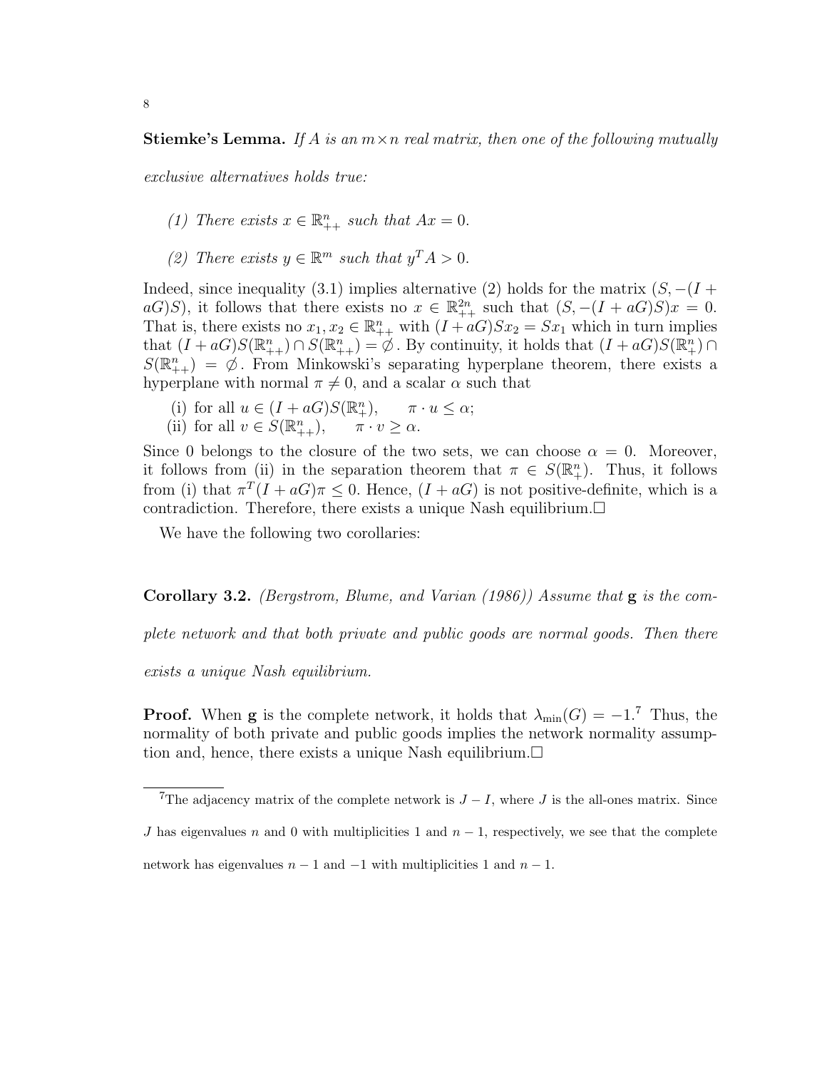**Stiemke's Lemma.** *If $A$ is an $m \times n$ real matrix, then one of the following mutually exclusive alternatives holds true:*

*(1) There exists $x \in \mathbb{R}^n_{++}$ such that $Ax = 0$.*

*(2) There exists $y \in \mathbb{R}^m$ such that $y^T A > 0$.*

Indeed, since inequality (3.1) implies alternative (2) holds for the matrix $(S, -(I + aG)S)$, it follows that there exists no $x \in \mathbb{R}^{2n}_{++}$ such that $(S, -(I + aG)S)x = 0$. That is, there exists no $x_1, x_2 \in \mathbb{R}^n_{++}$ with $(I + aG)Sx_2 = Sx_1$ which in turn implies that $(I + aG)S(\mathbb{R}^n_{++}) \cap S(\mathbb{R}^n_{++}) = \emptyset$. By continuity, it holds that $(I + aG)S(\mathbb{R}^n_{+}) \cap S(\mathbb{R}^n_{++}) = \emptyset$. From Minkowski's separating hyperplane theorem, there exists a hyperplane with normal $\pi \neq 0$, and a scalar $\alpha$ such that

(i) for all $u \in (I + aG)S(\mathbb{R}^n_{+})$, $\quad \pi \cdot u \leq \alpha$;
(ii) for all $v \in S(\mathbb{R}^n_{++})$, $\quad \pi \cdot v \geq \alpha$.

Since 0 belongs to the closure of the two sets, we can choose $\alpha = 0$. Moreover, it follows from (ii) in the separation theorem that $\pi \in S(\mathbb{R}^n_{+})$. Thus, it follows from (i) that $\pi^T(I + aG)\pi \leq 0$. Hence, $(I + aG)$ is not positive-definite, which is a contradiction. Therefore, there exists a unique Nash equilibrium.□

We have the following two corollaries:

**Corollary 3.2.** *(Bergstrom, Blume, and Varian (1986)) Assume that* $\mathbf{g}$ *is the complete network and that both private and public goods are normal goods. Then there exists a unique Nash equilibrium.*

**Proof.** When $\mathbf{g}$ is the complete network, it holds that $\lambda_{\min}(G) = -1$.[7] Thus, the normality of both private and public goods implies the network normality assumption and, hence, there exists a unique Nash equilibrium.□

[7]The adjacency matrix of the complete network is $J - I$, where $J$ is the all-ones matrix. Since $J$ has eigenvalues $n$ and 0 with multiplicities 1 and $n - 1$, respectively, we see that the complete network has eigenvalues $n - 1$ and $-1$ with multiplicities 1 and $n - 1$.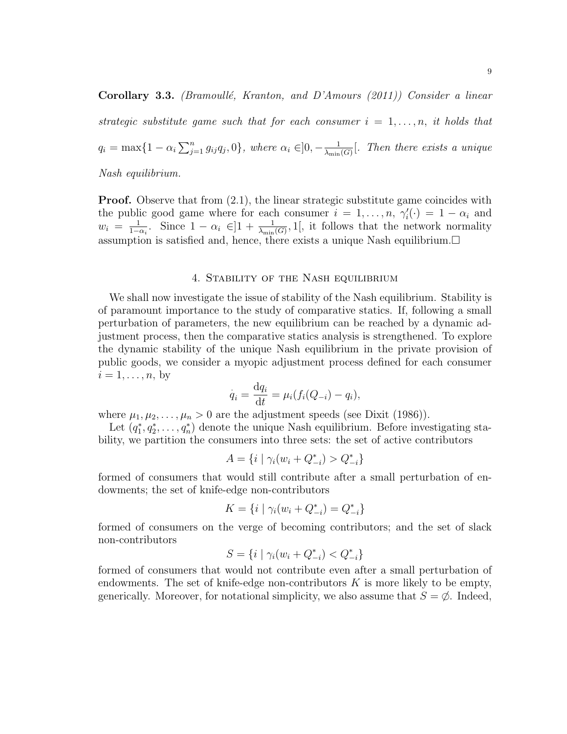**Corollary 3.3.** *(Bramoullé, Kranton, and D'Amours (2011)) Consider a linear strategic substitute game such that for each consumer $i = 1, \ldots, n$, it holds that $q_i = \max\{1 - \alpha_i \sum_{j=1}^{n} g_{ij} q_j, 0\}$, where $\alpha_i \in ]0, -\frac{1}{\lambda_{\min}(G)}[$. Then there exists a unique Nash equilibrium.*

**Proof.** Observe that from (2.1), the linear strategic substitute game coincides with the public good game where for each consumer $i = 1, \ldots, n$, $\gamma_i'(\cdot) = 1 - \alpha_i$ and $w_i = \frac{1}{1-\alpha_i}$. Since $1 - \alpha_i \in ]1 + \frac{1}{\lambda_{\min}(G)}, 1[$, it follows that the network normality assumption is satisfied and, hence, there exists a unique Nash equilibrium.□

## 4. Stability of the Nash equilibrium

We shall now investigate the issue of stability of the Nash equilibrium. Stability is of paramount importance to the study of comparative statics. If, following a small perturbation of parameters, the new equilibrium can be reached by a dynamic adjustment process, then the comparative statics analysis is strengthened. To explore the dynamic stability of the unique Nash equilibrium in the private provision of public goods, we consider a myopic adjustment process defined for each consumer $i = 1, \ldots, n$, by

$$\dot{q}_i = \frac{\mathrm{d}q_i}{\mathrm{d}t} = \mu_i(f_i(Q_{-i}) - q_i),$$

where $\mu_1, \mu_2, \ldots, \mu_n > 0$ are the adjustment speeds (see Dixit (1986)).

Let $(q_1^*, q_2^*, \ldots, q_n^*)$ denote the unique Nash equilibrium. Before investigating stability, we partition the consumers into three sets: the set of active contributors

$$A = \{i \mid \gamma_i(w_i + Q_{-i}^*) > Q_{-i}^*\}$$

formed of consumers that would still contribute after a small perturbation of endowments; the set of knife-edge non-contributors

$$K = \{i \mid \gamma_i(w_i + Q_{-i}^*) = Q_{-i}^*\}$$

formed of consumers on the verge of becoming contributors; and the set of slack non-contributors

$$S = \{i \mid \gamma_i(w_i + Q_{-i}^*) < Q_{-i}^*\}$$

formed of consumers that would not contribute even after a small perturbation of endowments. The set of knife-edge non-contributors $K$ is more likely to be empty, generically. Moreover, for notational simplicity, we also assume that $S = \emptyset$. Indeed,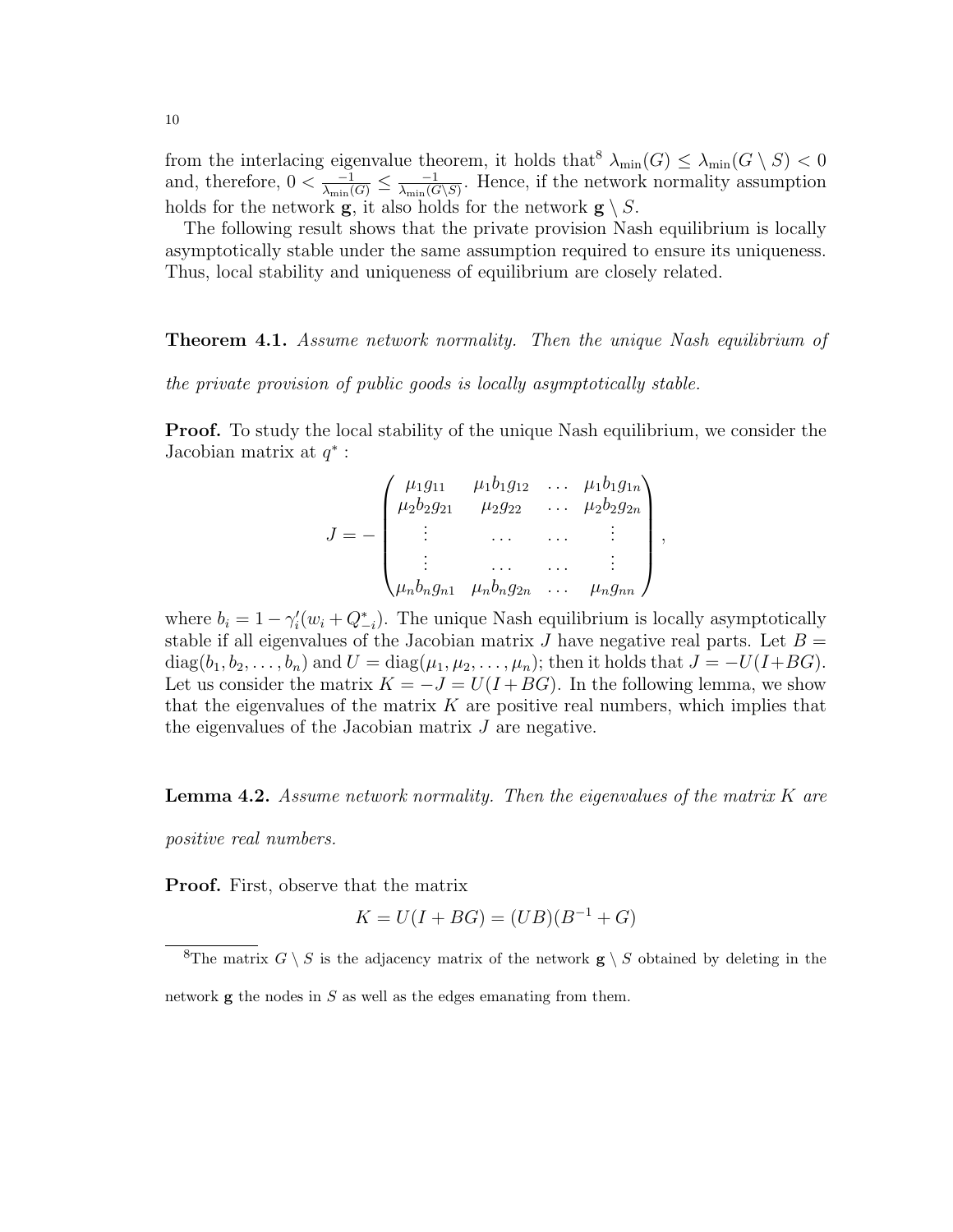from the interlacing eigenvalue theorem, it holds that[8] $\lambda_{\min}(G) \leq \lambda_{\min}(G \setminus S) < 0$ and, therefore, $0 < \frac{-1}{\lambda_{\min}(G)} \leq \frac{-1}{\lambda_{\min}(G \setminus S)}$. Hence, if the network normality assumption holds for the network $\mathbf{g}$, it also holds for the network $\mathbf{g} \setminus S$.

The following result shows that the private provision Nash equilibrium is locally asymptotically stable under the same assumption required to ensure its uniqueness. Thus, local stability and uniqueness of equilibrium are closely related.

**Theorem 4.1.** *Assume network normality. Then the unique Nash equilibrium of the private provision of public goods is locally asymptotically stable.*

**Proof.** To study the local stability of the unique Nash equilibrium, we consider the Jacobian matrix at $q^*$ :

$$J = -\begin{pmatrix} \mu_1 g_{11} & \mu_1 b_1 g_{12} & \dots & \mu_1 b_1 g_{1n} \\ \mu_2 b_2 g_{21} & \mu_2 g_{22} & \dots & \mu_2 b_2 g_{2n} \\ \vdots & \dots & \dots & \vdots \\ \vdots & \dots & \dots & \vdots \\ \mu_n b_n g_{n1} & \mu_n b_n g_{2n} & \dots & \mu_n g_{nn} \end{pmatrix},$$

where $b_i = 1 - \gamma_i'(w_i + Q_{-i}^*)$. The unique Nash equilibrium is locally asymptotically stable if all eigenvalues of the Jacobian matrix $J$ have negative real parts. Let $B = \text{diag}(b_1, b_2, \dots, b_n)$ and $U = \text{diag}(\mu_1, \mu_2, \dots, \mu_n)$; then it holds that $J = -U(I+BG)$. Let us consider the matrix $K = -J = U(I+BG)$. In the following lemma, we show that the eigenvalues of the matrix $K$ are positive real numbers, which implies that the eigenvalues of the Jacobian matrix $J$ are negative.

**Lemma 4.2.** *Assume network normality. Then the eigenvalues of the matrix $K$ are positive real numbers.*

**Proof.** First, observe that the matrix

$$K = U(I + BG) = (UB)(B^{-1} + G)$$

[8] The matrix $G \setminus S$ is the adjacency matrix of the network $\mathbf{g} \setminus S$ obtained by deleting in the network $\mathbf{g}$ the nodes in $S$ as well as the edges emanating from them.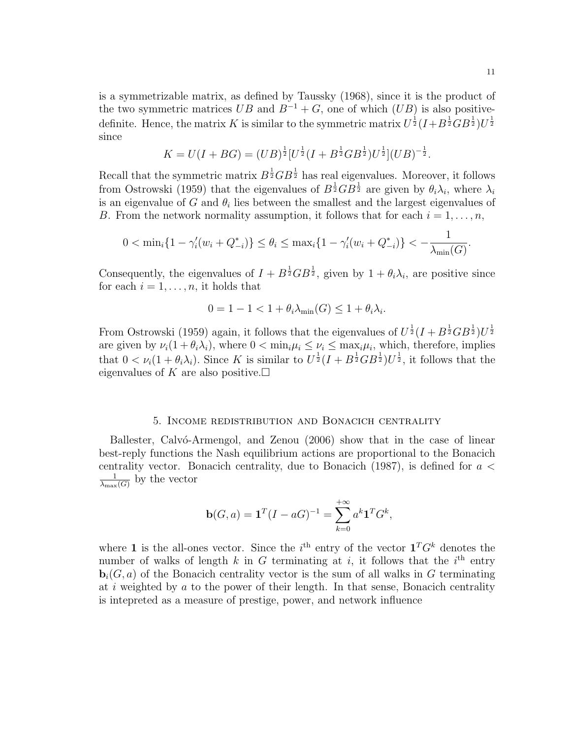is a symmetrizable matrix, as defined by Taussky (1968), since it is the product of the two symmetric matrices $UB$ and $B^{-1} + G$, one of which $(UB)$ is also positive-definite. Hence, the matrix $K$ is similar to the symmetric matrix $U^{\frac{1}{2}}(I + B^{\frac{1}{2}}GB^{\frac{1}{2}})U^{\frac{1}{2}}$ since

$$K = U(I + BG) = (UB)^{\frac{1}{2}}[U^{\frac{1}{2}}(I + B^{\frac{1}{2}}GB^{\frac{1}{2}})U^{\frac{1}{2}}](UB)^{-\frac{1}{2}}.$$

Recall that the symmetric matrix $B^{\frac{1}{2}}GB^{\frac{1}{2}}$ has real eigenvalues. Moreover, it follows from Ostrowski (1959) that the eigenvalues of $B^{\frac{1}{2}}GB^{\frac{1}{2}}$ are given by $\theta_i \lambda_i$, where $\lambda_i$ is an eigenvalue of $G$ and $\theta_i$ lies between the smallest and the largest eigenvalues of $B$. From the network normality assumption, it follows that for each $i = 1, \ldots, n$,

$$0 < \min_i\{1 - \gamma_i'(w_i + Q_{-i}^*)\} \leq \theta_i \leq \max_i\{1 - \gamma_i'(w_i + Q_{-i}^*)\} < -\frac{1}{\lambda_{\min}(G)}.$$

Consequently, the eigenvalues of $I + B^{\frac{1}{2}}GB^{\frac{1}{2}}$, given by $1 + \theta_i\lambda_i$, are positive since for each $i = 1, \ldots, n$, it holds that

$$0 = 1 - 1 < 1 + \theta_i \lambda_{\min}(G) \leq 1 + \theta_i \lambda_i.$$

From Ostrowski (1959) again, it follows that the eigenvalues of $U^{\frac{1}{2}}(I + B^{\frac{1}{2}}GB^{\frac{1}{2}})U^{\frac{1}{2}}$ are given by $\nu_i(1 + \theta_i\lambda_i)$, where $0 < \min_i \mu_i \leq \nu_i \leq \max_i \mu_i$, which, therefore, implies that $0 < \nu_i(1 + \theta_i\lambda_i)$. Since $K$ is similar to $U^{\frac{1}{2}}(I + B^{\frac{1}{2}}GB^{\frac{1}{2}})U^{\frac{1}{2}}$, it follows that the eigenvalues of $K$ are also positive.□

## 5. Income redistribution and Bonacich centrality

Ballester, Calvó-Armengol, and Zenou (2006) show that in the case of linear best-reply functions the Nash equilibrium actions are proportional to the Bonacich centrality vector. Bonacich centrality, due to Bonacich (1987), is defined for $a < \frac{1}{\lambda_{\max}(G)}$ by the vector

$$\mathbf{b}(G, a) = \mathbf{1}^T(I - aG)^{-1} = \sum_{k=0}^{+\infty} a^k \mathbf{1}^T G^k,$$

where $\mathbf{1}$ is the all-ones vector. Since the $i^{\text{th}}$ entry of the vector $\mathbf{1}^T G^k$ denotes the number of walks of length $k$ in $G$ terminating at $i$, it follows that the $i^{\text{th}}$ entry $\mathbf{b}_i(G, a)$ of the Bonacich centrality vector is the sum of all walks in $G$ terminating at $i$ weighted by $a$ to the power of their length. In that sense, Bonacich centrality is intepreted as a measure of prestige, power, and network influence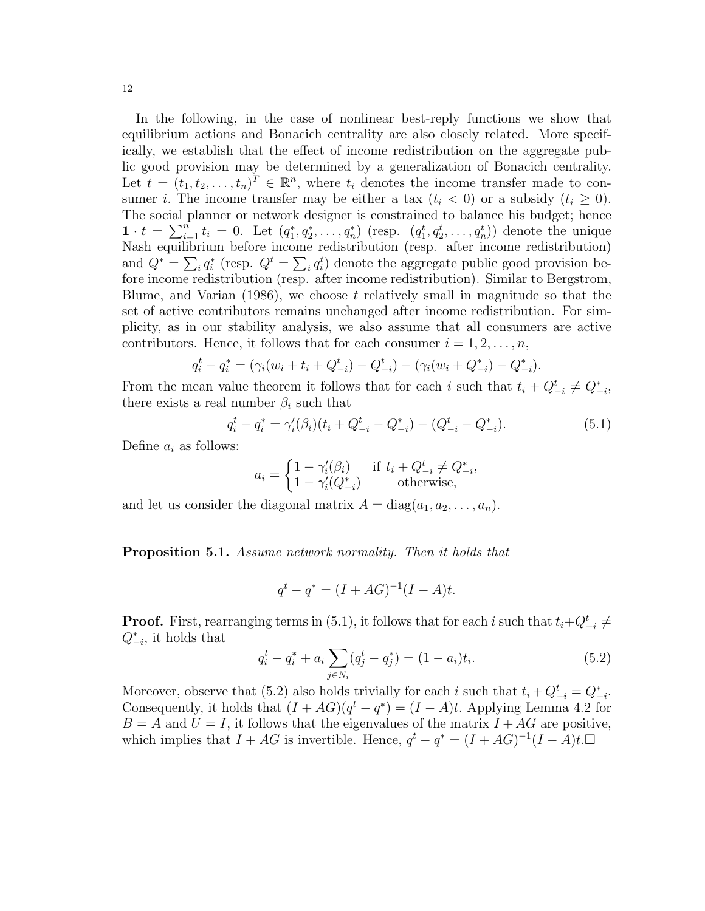In the following, in the case of nonlinear best-reply functions we show that equilibrium actions and Bonacich centrality are also closely related. More specifically, we establish that the effect of income redistribution on the aggregate public good provision may be determined by a generalization of Bonacich centrality. Let $t = (t_1, t_2, \ldots, t_n)^T \in \mathbb{R}^n$, where $t_i$ denotes the income transfer made to consumer $i$. The income transfer may be either a tax ($t_i < 0$) or a subsidy ($t_i \geq 0$). The social planner or network designer is constrained to balance his budget; hence $\mathbf{1} \cdot t = \sum_{i=1}^{n} t_i = 0$. Let $(q_1^*, q_2^*, \ldots, q_n^*)$ (resp. $(q_1^t, q_2^t, \ldots, q_n^t)$) denote the unique Nash equilibrium before income redistribution (resp. after income redistribution) and $Q^* = \sum_i q_i^*$ (resp. $Q^t = \sum_i q_i^t$) denote the aggregate public good provision before income redistribution (resp. after income redistribution). Similar to Bergstrom, Blume, and Varian (1986), we choose $t$ relatively small in magnitude so that the set of active contributors remains unchanged after income redistribution. For simplicity, as in our stability analysis, we also assume that all consumers are active contributors. Hence, it follows that for each consumer $i = 1, 2, \ldots, n$,

$$q_i^t - q_i^* = (\gamma_i(w_i + t_i + Q_{-i}^t) - Q_{-i}^t) - (\gamma_i(w_i + Q_{-i}^*) - Q_{-i}^*).$$

From the mean value theorem it follows that for each $i$ such that $t_i + Q_{-i}^t \neq Q_{-i}^*$, there exists a real number $\beta_i$ such that

$$q_i^t - q_i^* = \gamma_i'(\beta_i)(t_i + Q_{-i}^t - Q_{-i}^*) - (Q_{-i}^t - Q_{-i}^*). \tag{5.1}$$

Define $a_i$ as follows:

$$a_i = \begin{cases} 1 - \gamma_i'(\beta_i) & \text{if } t_i + Q_{-i}^t \neq Q_{-i}^*, \\ 1 - \gamma_i'(Q_{-i}^*) & \text{otherwise,} \end{cases}$$

and let us consider the diagonal matrix $A = \text{diag}(a_1, a_2, \ldots, a_n)$.

**Proposition 5.1.** *Assume network normality. Then it holds that*

$$q^t - q^* = (I + AG)^{-1}(I - A)t.$$

**Proof.** First, rearranging terms in (5.1), it follows that for each $i$ such that $t_i + Q_{-i}^t \neq Q_{-i}^*$, it holds that

$$q_i^t - q_i^* + a_i \sum_{j \in N_i} (q_j^t - q_j^*) = (1 - a_i)t_i. \tag{5.2}$$

Moreover, observe that (5.2) also holds trivially for each $i$ such that $t_i + Q_{-i}^t = Q_{-i}^*$. Consequently, it holds that $(I + AG)(q^t - q^*) = (I - A)t$. Applying Lemma 4.2 for $B = A$ and $U = I$, it follows that the eigenvalues of the matrix $I + AG$ are positive, which implies that $I + AG$ is invertible. Hence, $q^t - q^* = (I + AG)^{-1}(I - A)t$. $\square$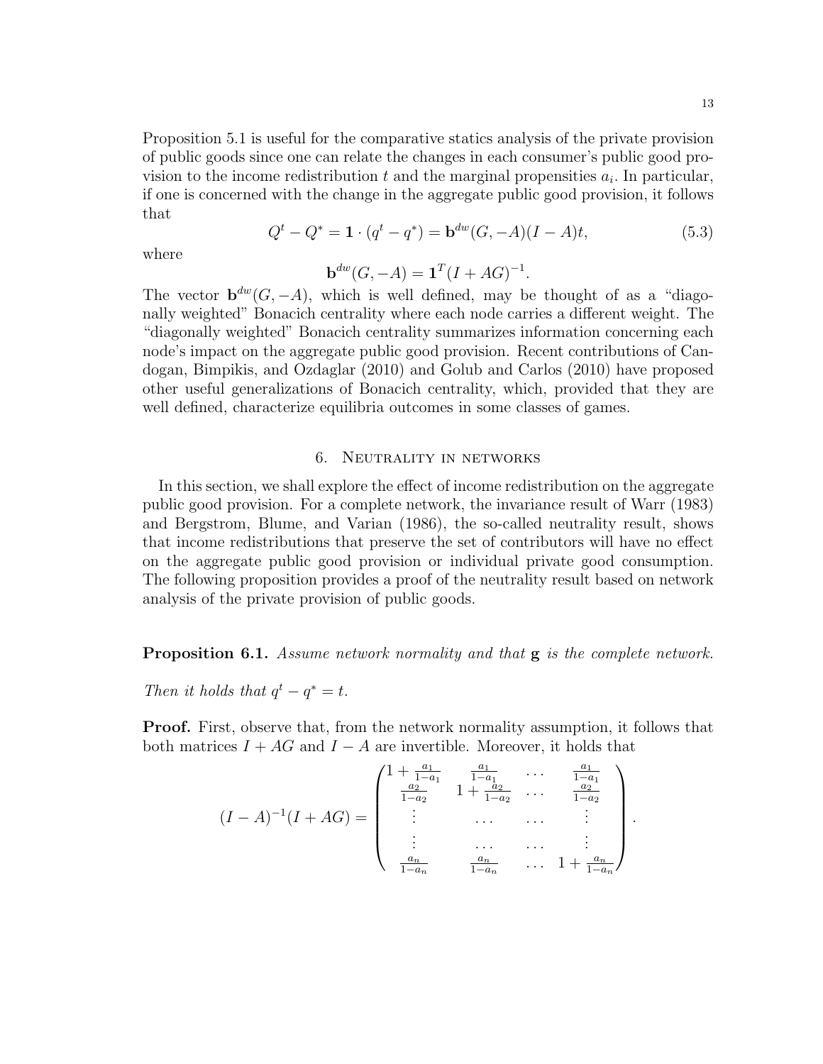Proposition 5.1 is useful for the comparative statics analysis of the private provision of public goods since one can relate the changes in each consumer's public good provision to the income redistribution $t$ and the marginal propensities $a_i$. In particular, if one is concerned with the change in the aggregate public good provision, it follows that

$$Q^t - Q^* = \mathbf{1} \cdot (q^t - q^*) = \mathbf{b}^{dw}(G, -A)(I - A)t, \tag{5.3}$$

where

$$\mathbf{b}^{dw}(G, -A) = \mathbf{1}^T (I + AG)^{-1}.$$

The vector $\mathbf{b}^{dw}(G, -A)$, which is well defined, may be thought of as a "diagonally weighted" Bonacich centrality where each node carries a different weight. The "diagonally weighted" Bonacich centrality summarizes information concerning each node's impact on the aggregate public good provision. Recent contributions of Candogan, Bimpikis, and Ozdaglar (2010) and Golub and Carlos (2010) have proposed other useful generalizations of Bonacich centrality, which, provided that they are well defined, characterize equilibria outcomes in some classes of games.

## 6. Neutrality in networks

In this section, we shall explore the effect of income redistribution on the aggregate public good provision. For a complete network, the invariance result of Warr (1983) and Bergstrom, Blume, and Varian (1986), the so-called neutrality result, shows that income redistributions that preserve the set of contributors will have no effect on the aggregate public good provision or individual private good consumption. The following proposition provides a proof of the neutrality result based on network analysis of the private provision of public goods.

**Proposition 6.1.** *Assume network normality and that* $\mathbf{g}$ *is the complete network. Then it holds that* $q^t - q^* = t$.

**Proof.** First, observe that, from the network normality assumption, it follows that both matrices $I + AG$ and $I - A$ are invertible. Moreover, it holds that

$$(I - A)^{-1}(I + AG) = \begin{pmatrix} 1 + \frac{a_1}{1-a_1} & \frac{a_1}{1-a_1} & \cdots & \frac{a_1}{1-a_1} \\ \frac{a_2}{1-a_2} & 1 + \frac{a_2}{1-a_2} & \cdots & \frac{a_2}{1-a_2} \\ \vdots & \cdots & \cdots & \vdots \\ \vdots & \cdots & \cdots & \vdots \\ \frac{a_n}{1-a_n} & \frac{a_n}{1-a_n} & \cdots & 1 + \frac{a_n}{1-a_n} \end{pmatrix}.$$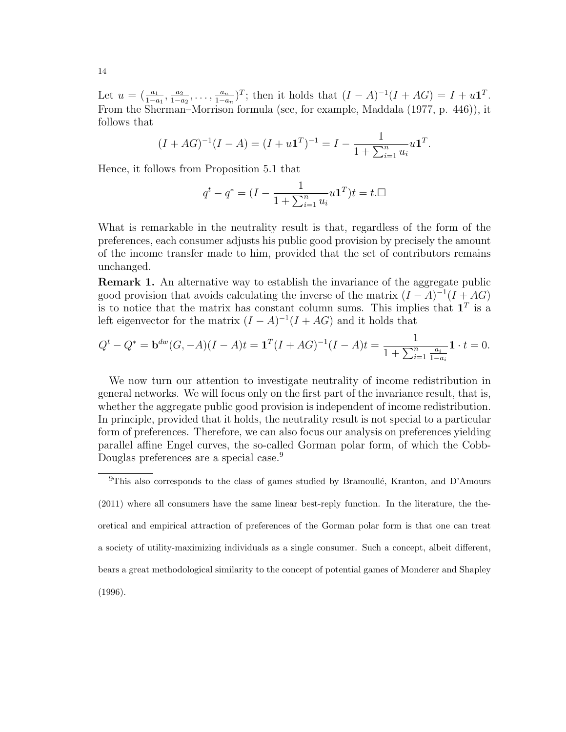Let $u = (\frac{a_1}{1-a_1}, \frac{a_2}{1-a_2}, \ldots, \frac{a_n}{1-a_n})^T$; then it holds that $(I-A)^{-1}(I+AG) = I + u\mathbf{1}^T$. From the Sherman–Morrison formula (see, for example, Maddala (1977, p. 446)), it follows that

$$(I+AG)^{-1}(I-A) = (I+u\mathbf{1}^T)^{-1} = I - \frac{1}{1+\sum_{i=1}^n u_i} u\mathbf{1}^T.$$

Hence, it follows from Proposition 5.1 that

$$q^t - q^* = (I - \frac{1}{1+\sum_{i=1}^n u_i} u\mathbf{1}^T)t = t.\square$$

What is remarkable in the neutrality result is that, regardless of the form of the preferences, each consumer adjusts his public good provision by precisely the amount of the income transfer made to him, provided that the set of contributors remains unchanged.

**Remark 1.** An alternative way to establish the invariance of the aggregate public good provision that avoids calculating the inverse of the matrix $(I-A)^{-1}(I+AG)$ is to notice that the matrix has constant column sums. This implies that $\mathbf{1}^T$ is a left eigenvector for the matrix $(I-A)^{-1}(I+AG)$ and it holds that

$$Q^t - Q^* = \mathbf{b}^{dw}(G, -A)(I-A)t = \mathbf{1}^T(I+AG)^{-1}(I-A)t = \frac{1}{1+\sum_{i=1}^n \frac{a_i}{1-a_i}} \mathbf{1} \cdot t = 0.$$

We now turn our attention to investigate neutrality of income redistribution in general networks. We will focus only on the first part of the invariance result, that is, whether the aggregate public good provision is independent of income redistribution. In principle, provided that it holds, the neutrality result is not special to a particular form of preferences. Therefore, we can also focus our analysis on preferences yielding parallel affine Engel curves, the so-called Gorman polar form, of which the Cobb-Douglas preferences are a special case.[9]

[9] This also corresponds to the class of games studied by Bramoullé, Kranton, and D'Amours (2011) where all consumers have the same linear best-reply function. In the literature, the theoretical and empirical attraction of preferences of the Gorman polar form is that one can treat a society of utility-maximizing individuals as a single consumer. Such a concept, albeit different, bears a great methodological similarity to the concept of potential games of Monderer and Shapley (1996).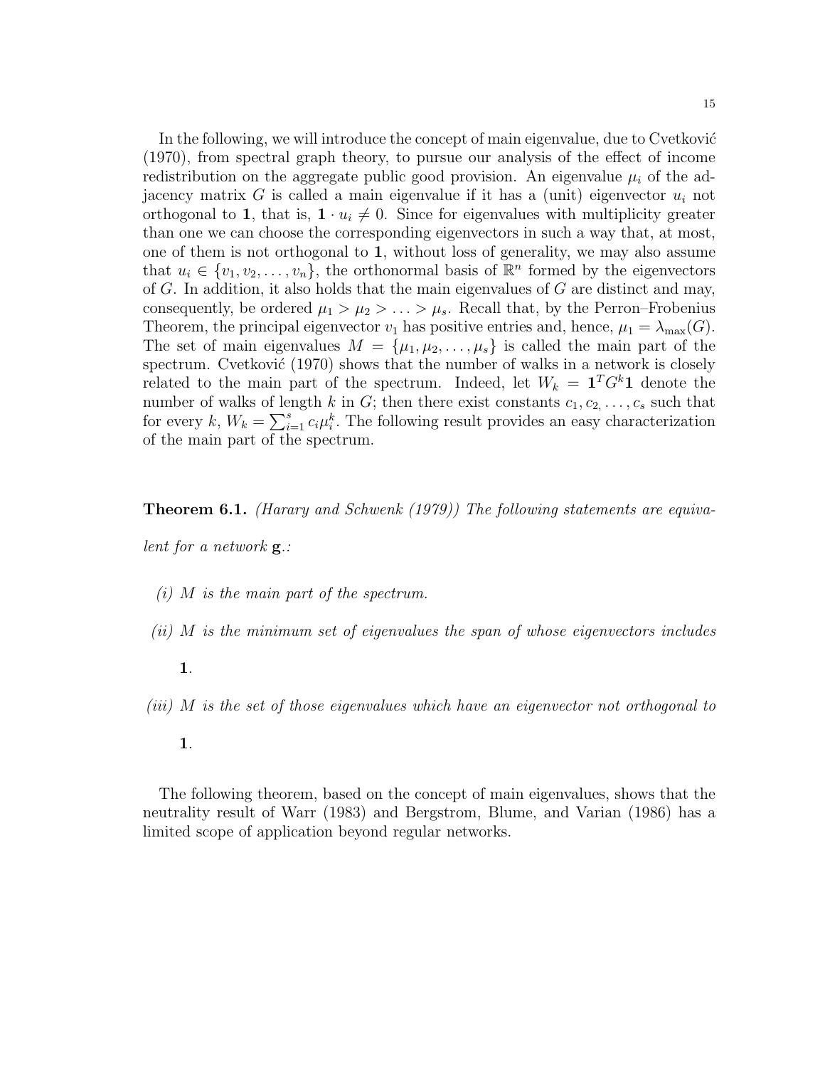In the following, we will introduce the concept of main eigenvalue, due to Cvetković (1970), from spectral graph theory, to pursue our analysis of the effect of income redistribution on the aggregate public good provision. An eigenvalue $\mu_i$ of the adjacency matrix $G$ is called a main eigenvalue if it has a (unit) eigenvector $u_i$ not orthogonal to $\mathbf{1}$, that is, $\mathbf{1} \cdot u_i \neq 0$. Since for eigenvalues with multiplicity greater than one we can choose the corresponding eigenvectors in such a way that, at most, one of them is not orthogonal to $\mathbf{1}$, without loss of generality, we may also assume that $u_i \in \{v_1, v_2, \ldots, v_n\}$, the orthonormal basis of $\mathbb{R}^n$ formed by the eigenvectors of $G$. In addition, it also holds that the main eigenvalues of $G$ are distinct and may, consequently, be ordered $\mu_1 > \mu_2 > \ldots > \mu_s$. Recall that, by the Perron–Frobenius Theorem, the principal eigenvector $v_1$ has positive entries and, hence, $\mu_1 = \lambda_{\max}(G)$. The set of main eigenvalues $M = \{\mu_1, \mu_2, \ldots, \mu_s\}$ is called the main part of the spectrum. Cvetković (1970) shows that the number of walks in a network is closely related to the main part of the spectrum. Indeed, let $W_k = \mathbf{1}^T G^k \mathbf{1}$ denote the number of walks of length $k$ in $G$; then there exist constants $c_1, c_2, \ldots, c_s$ such that for every $k$, $W_k = \sum_{i=1}^{s} c_i \mu_i^k$. The following result provides an easy characterization of the main part of the spectrum.

**Theorem 6.1.** *(Harary and Schwenk (1979)) The following statements are equivalent for a network* $\mathbf{g}$.*:*

*(i)* $M$ *is the main part of the spectrum.*

*(ii)* $M$ *is the minimum set of eigenvalues the span of whose eigenvectors includes* $\mathbf{1}$.

*(iii)* $M$ *is the set of those eigenvalues which have an eigenvector not orthogonal to* $\mathbf{1}$.

The following theorem, based on the concept of main eigenvalues, shows that the neutrality result of Warr (1983) and Bergstrom, Blume, and Varian (1986) has a limited scope of application beyond regular networks.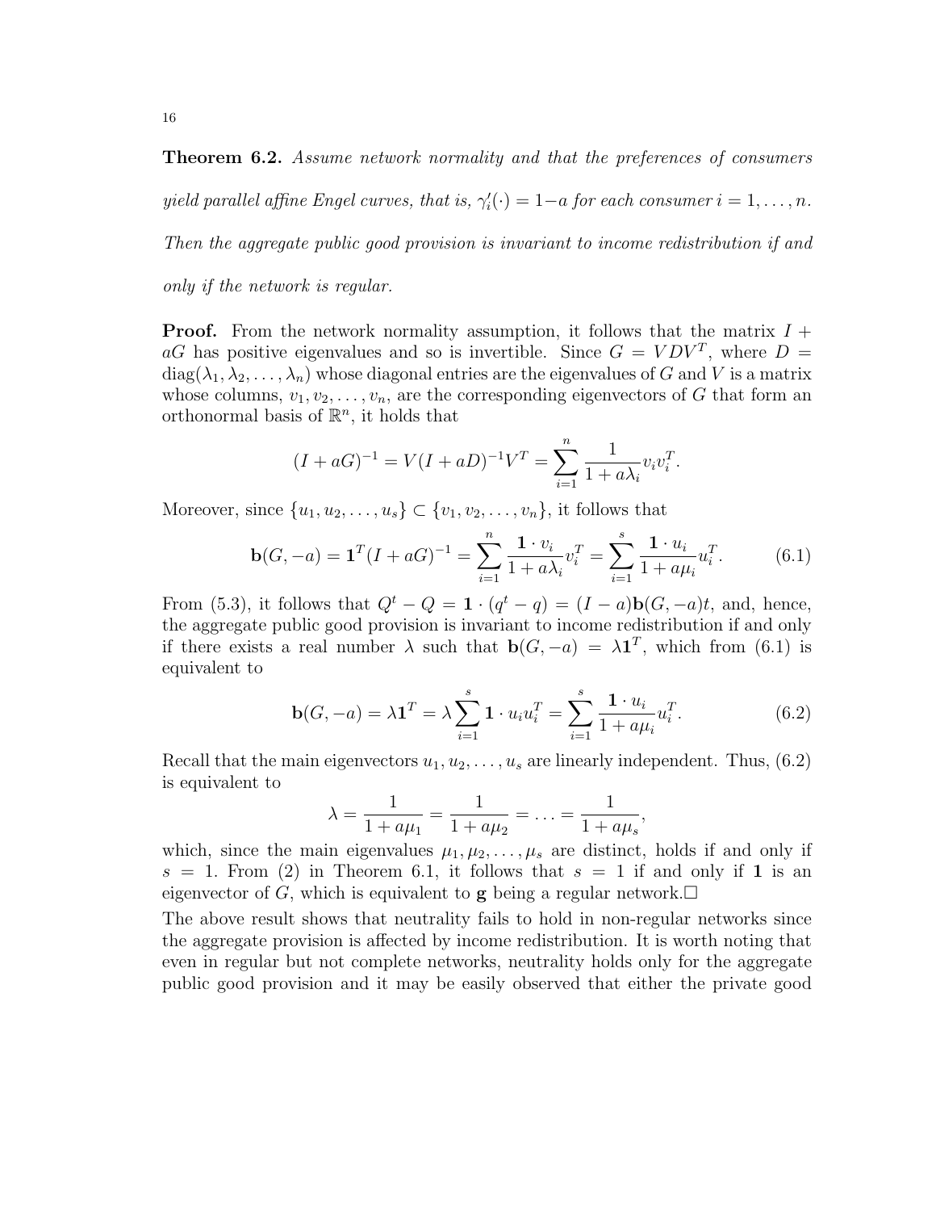**Theorem 6.2.** *Assume network normality and that the preferences of consumers yield parallel affine Engel curves, that is, $\gamma_i'(\cdot) = 1 - a$ for each consumer $i = 1, \ldots, n$. Then the aggregate public good provision is invariant to income redistribution if and only if the network is regular.*

**Proof.** From the network normality assumption, it follows that the matrix $I + aG$ has positive eigenvalues and so is invertible. Since $G = VDV^T$, where $D = \text{diag}(\lambda_1, \lambda_2, \ldots, \lambda_n)$ whose diagonal entries are the eigenvalues of $G$ and $V$ is a matrix whose columns, $v_1, v_2, \ldots, v_n$, are the corresponding eigenvectors of $G$ that form an orthonormal basis of $\mathbb{R}^n$, it holds that

$$(I + aG)^{-1} = V(I + aD)^{-1}V^T = \sum_{i=1}^{n} \frac{1}{1 + a\lambda_i} v_i v_i^T.$$

Moreover, since $\{u_1, u_2, \ldots, u_s\} \subset \{v_1, v_2, \ldots, v_n\}$, it follows that

$$\mathbf{b}(G, -a) = \mathbf{1}^T (I + aG)^{-1} = \sum_{i=1}^{n} \frac{\mathbf{1} \cdot v_i}{1 + a\lambda_i} v_i^T = \sum_{i=1}^{s} \frac{\mathbf{1} \cdot u_i}{1 + a\mu_i} u_i^T. \tag{6.1}$$

From (5.3), it follows that $Q^t - Q = \mathbf{1} \cdot (q^t - q) = (I - a)\mathbf{b}(G, -a)t$, and, hence, the aggregate public good provision is invariant to income redistribution if and only if there exists a real number $\lambda$ such that $\mathbf{b}(G, -a) = \lambda \mathbf{1}^T$, which from (6.1) is equivalent to

$$\mathbf{b}(G, -a) = \lambda \mathbf{1}^T = \lambda \sum_{i=1}^{s} \mathbf{1} \cdot u_i u_i^T = \sum_{i=1}^{s} \frac{\mathbf{1} \cdot u_i}{1 + a\mu_i} u_i^T. \tag{6.2}$$

Recall that the main eigenvectors $u_1, u_2, \ldots, u_s$ are linearly independent. Thus, (6.2) is equivalent to

$$\lambda = \frac{1}{1 + a\mu_1} = \frac{1}{1 + a\mu_2} = \ldots = \frac{1}{1 + a\mu_s},$$

which, since the main eigenvalues $\mu_1, \mu_2, \ldots, \mu_s$ are distinct, holds if and only if $s = 1$. From (2) in Theorem 6.1, it follows that $s = 1$ if and only if $\mathbf{1}$ is an eigenvector of $G$, which is equivalent to $\mathbf{g}$ being a regular network.$\square$

The above result shows that neutrality fails to hold in non-regular networks since the aggregate provision is affected by income redistribution. It is worth noting that even in regular but not complete networks, neutrality holds only for the aggregate public good provision and it may be easily observed that either the private good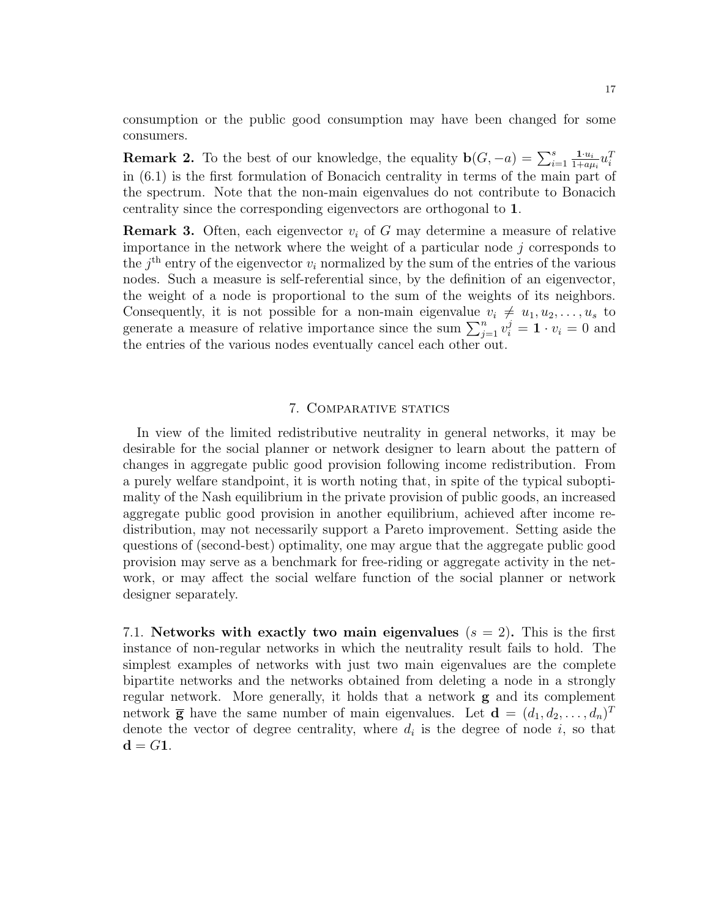consumption or the public good consumption may have been changed for some consumers.

**Remark 2.** To the best of our knowledge, the equality $\mathbf{b}(G, -a) = \sum_{i=1}^{s} \frac{\mathbf{1} \cdot u_i}{1 + a\mu_i} u_i^T$ in (6.1) is the first formulation of Bonacich centrality in terms of the main part of the spectrum. Note that the non-main eigenvalues do not contribute to Bonacich centrality since the corresponding eigenvectors are orthogonal to $\mathbf{1}$.

**Remark 3.** Often, each eigenvector $v_i$ of $G$ may determine a measure of relative importance in the network where the weight of a particular node $j$ corresponds to the $j^{\text{th}}$ entry of the eigenvector $v_i$ normalized by the sum of the entries of the various nodes. Such a measure is self-referential since, by the definition of an eigenvector, the weight of a node is proportional to the sum of the weights of its neighbors. Consequently, it is not possible for a non-main eigenvalue $v_i \neq u_1, u_2, \ldots, u_s$ to generate a measure of relative importance since the sum $\sum_{j=1}^{n} v_i^j = \mathbf{1} \cdot v_i = 0$ and the entries of the various nodes eventually cancel each other out.

## 7. Comparative statics

In view of the limited redistributive neutrality in general networks, it may be desirable for the social planner or network designer to learn about the pattern of changes in aggregate public good provision following income redistribution. From a purely welfare standpoint, it is worth noting that, in spite of the typical suboptimality of the Nash equilibrium in the private provision of public goods, an increased aggregate public good provision in another equilibrium, achieved after income redistribution, may not necessarily support a Pareto improvement. Setting aside the questions of (second-best) optimality, one may argue that the aggregate public good provision may serve as a benchmark for free-riding or aggregate activity in the network, or may affect the social welfare function of the social planner or network designer separately.

7.1. **Networks with exactly two main eigenvalues** ($s = 2$)**.** This is the first instance of non-regular networks in which the neutrality result fails to hold. The simplest examples of networks with just two main eigenvalues are the complete bipartite networks and the networks obtained from deleting a node in a strongly regular network. More generally, it holds that a network $\mathbf{g}$ and its complement network $\overline{\mathbf{g}}$ have the same number of main eigenvalues. Let $\mathbf{d} = (d_1, d_2, \ldots, d_n)^T$ denote the vector of degree centrality, where $d_i$ is the degree of node $i$, so that $\mathbf{d} = G\mathbf{1}$.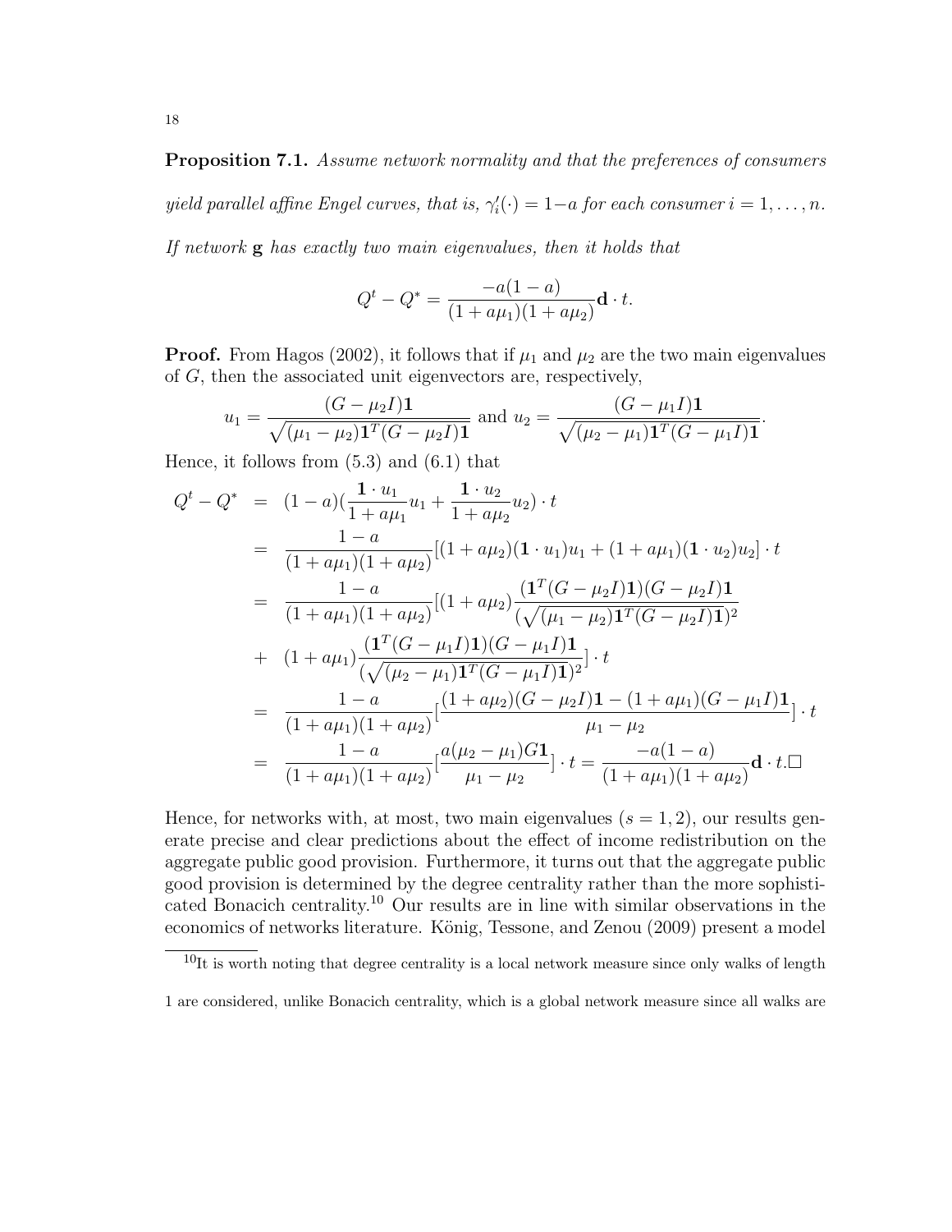**Proposition 7.1.** *Assume network normality and that the preferences of consumers yield parallel affine Engel curves, that is, $\gamma_i'(\cdot) = 1-a$ for each consumer $i = 1, \ldots, n$. If network* **g** *has exactly two main eigenvalues, then it holds that*

$$Q^t - Q^* = \frac{-a(1-a)}{(1+a\mu_1)(1+a\mu_2)}\mathbf{d} \cdot t.$$

**Proof.** From Hagos (2002), it follows that if $\mu_1$ and $\mu_2$ are the two main eigenvalues of $G$, then the associated unit eigenvectors are, respectively,

$$u_1 = \frac{(G-\mu_2 I)\mathbf{1}}{\sqrt{(\mu_1-\mu_2)\mathbf{1}^T(G-\mu_2 I)\mathbf{1}}} \text{ and } u_2 = \frac{(G-\mu_1 I)\mathbf{1}}{\sqrt{(\mu_2-\mu_1)\mathbf{1}^T(G-\mu_1 I)\mathbf{1}}}.$$

Hence, it follows from (5.3) and (6.1) that

$$\begin{aligned}
Q^t - Q^* &= (1-a)\left(\frac{\mathbf{1}\cdot u_1}{1+a\mu_1}u_1 + \frac{\mathbf{1}\cdot u_2}{1+a\mu_2}u_2\right)\cdot t \\
&= \frac{1-a}{(1+a\mu_1)(1+a\mu_2)}[(1+a\mu_2)(\mathbf{1}\cdot u_1)u_1 + (1+a\mu_1)(\mathbf{1}\cdot u_2)u_2]\cdot t \\
&= \frac{1-a}{(1+a\mu_1)(1+a\mu_2)}[(1+a\mu_2)\frac{(\mathbf{1}^T(G-\mu_2 I)\mathbf{1})(G-\mu_2 I)\mathbf{1}}{(\sqrt{(\mu_1-\mu_2)\mathbf{1}^T(G-\mu_2 I)\mathbf{1}})^2} \\
&+ (1+a\mu_1)\frac{(\mathbf{1}^T(G-\mu_1 I)\mathbf{1})(G-\mu_1 I)\mathbf{1}}{(\sqrt{(\mu_2-\mu_1)\mathbf{1}^T(G-\mu_1 I)\mathbf{1}})^2}]\cdot t \\
&= \frac{1-a}{(1+a\mu_1)(1+a\mu_2)}[\frac{(1+a\mu_2)(G-\mu_2 I)\mathbf{1} - (1+a\mu_1)(G-\mu_1 I)\mathbf{1}}{\mu_1-\mu_2}]\cdot t \\
&= \frac{1-a}{(1+a\mu_1)(1+a\mu_2)}[\frac{a(\mu_2-\mu_1)G\mathbf{1}}{\mu_1-\mu_2}]\cdot t = \frac{-a(1-a)}{(1+a\mu_1)(1+a\mu_2)}\mathbf{d}\cdot t. \square
\end{aligned}$$

Hence, for networks with, at most, two main eigenvalues ($s = 1, 2$), our results generate precise and clear predictions about the effect of income redistribution on the aggregate public good provision. Furthermore, it turns out that the aggregate public good provision is determined by the degree centrality rather than the more sophisticated Bonacich centrality.[10] Our results are in line with similar observations in the economics of networks literature. König, Tessone, and Zenou (2009) present a model

[10] It is worth noting that degree centrality is a local network measure since only walks of length 1 are considered, unlike Bonacich centrality, which is a global network measure since all walks are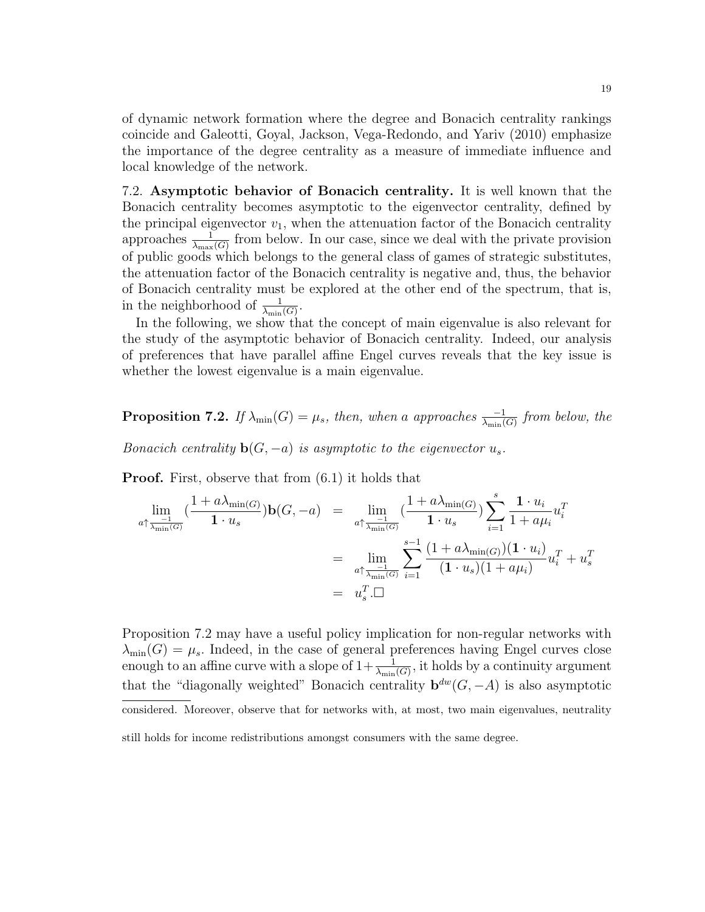of dynamic network formation where the degree and Bonacich centrality rankings coincide and Galeotti, Goyal, Jackson, Vega-Redondo, and Yariv (2010) emphasize the importance of the degree centrality as a measure of immediate influence and local knowledge of the network.

7.2. **Asymptotic behavior of Bonacich centrality.** It is well known that the Bonacich centrality becomes asymptotic to the eigenvector centrality, defined by the principal eigenvector $v_1$, when the attenuation factor of the Bonacich centrality approaches $\frac{1}{\lambda_{\max}(G)}$ from below. In our case, since we deal with the private provision of public goods which belongs to the general class of games of strategic substitutes, the attenuation factor of the Bonacich centrality is negative and, thus, the behavior of Bonacich centrality must be explored at the other end of the spectrum, that is, in the neighborhood of $\frac{1}{\lambda_{\min}(G)}$.

In the following, we show that the concept of main eigenvalue is also relevant for the study of the asymptotic behavior of Bonacich centrality. Indeed, our analysis of preferences that have parallel affine Engel curves reveals that the key issue is whether the lowest eigenvalue is a main eigenvalue.

**Proposition 7.2.** *If $\lambda_{\min}(G) = \mu_s$, then, when a approaches $\frac{-1}{\lambda_{\min}(G)}$ from below, the Bonacich centrality $\mathbf{b}(G, -a)$ is asymptotic to the eigenvector $u_s$.*

**Proof.** First, observe that from (6.1) it holds that

$$
\begin{aligned}
\lim_{a \uparrow \frac{-1}{\lambda_{\min(G)}}} \left(\frac{1 + a\lambda_{\min(G)}}{\mathbf{1} \cdot u_s}\right)\mathbf{b}(G, -a) &= \lim_{a \uparrow \frac{-1}{\lambda_{\min(G)}}} \left(\frac{1 + a\lambda_{\min(G)}}{\mathbf{1} \cdot u_s}\right) \sum_{i=1}^{s} \frac{\mathbf{1} \cdot u_i}{1 + a\mu_i} u_i^T \\
&= \lim_{a \uparrow \frac{-1}{\lambda_{\min(G)}}} \sum_{i=1}^{s-1} \frac{(1 + a\lambda_{\min(G)})(\mathbf{1} \cdot u_i)}{(\mathbf{1} \cdot u_s)(1 + a\mu_i)} u_i^T + u_s^T \\
&= u_s^T . \square
\end{aligned}
$$

Proposition 7.2 may have a useful policy implication for non-regular networks with $\lambda_{\min}(G) = \mu_s$. Indeed, in the case of general preferences having Engel curves close enough to an affine curve with a slope of $1 + \frac{1}{\lambda_{\min}(G)}$, it holds by a continuity argument that the "diagonally weighted" Bonacich centrality $\mathbf{b}^{dw}(G, -A)$ is also asymptotic

considered. Moreover, observe that for networks with, at most, two main eigenvalues, neutrality still holds for income redistributions amongst consumers with the same degree.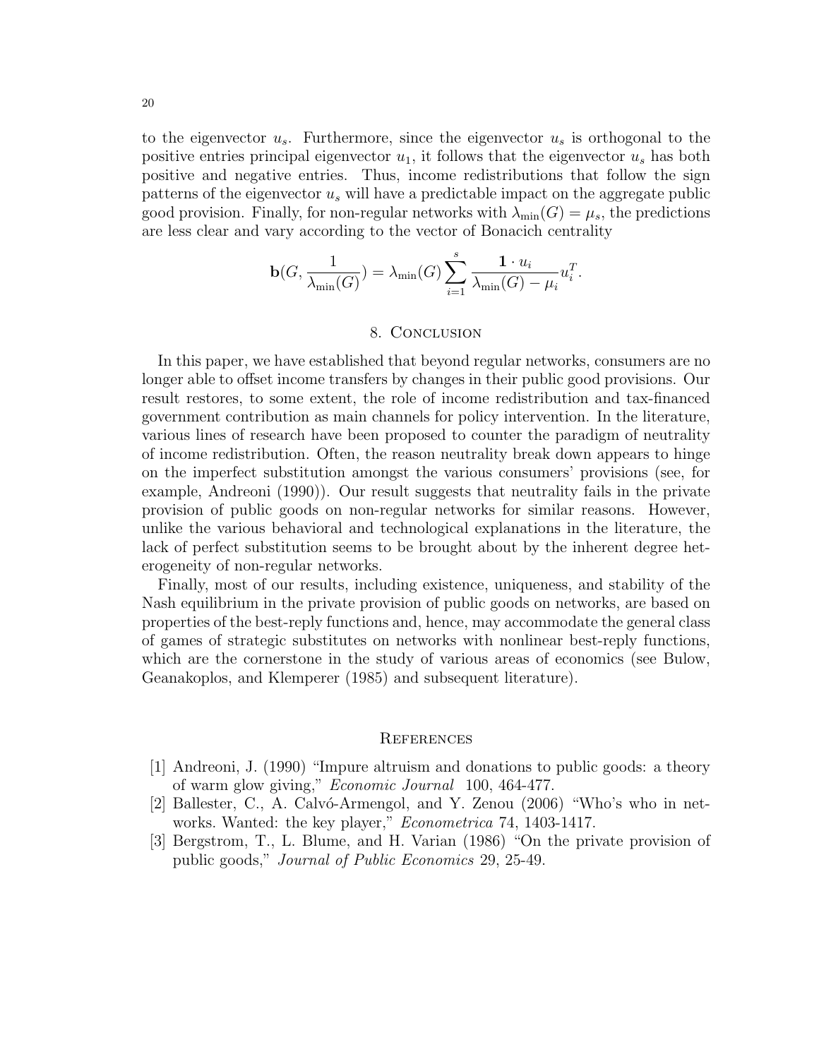to the eigenvector $u_s$. Furthermore, since the eigenvector $u_s$ is orthogonal to the positive entries principal eigenvector $u_1$, it follows that the eigenvector $u_s$ has both positive and negative entries. Thus, income redistributions that follow the sign patterns of the eigenvector $u_s$ will have a predictable impact on the aggregate public good provision. Finally, for non-regular networks with $\lambda_{\min}(G) = \mu_s$, the predictions are less clear and vary according to the vector of Bonacich centrality

$$\mathbf{b}(G, \frac{1}{\lambda_{\min}(G)}) = \lambda_{\min}(G) \sum_{i=1}^{s} \frac{\mathbf{1} \cdot u_i}{\lambda_{\min}(G) - \mu_i} u_i^T.$$

## 8. Conclusion

In this paper, we have established that beyond regular networks, consumers are no longer able to offset income transfers by changes in their public good provisions. Our result restores, to some extent, the role of income redistribution and tax-financed government contribution as main channels for policy intervention. In the literature, various lines of research have been proposed to counter the paradigm of neutrality of income redistribution. Often, the reason neutrality break down appears to hinge on the imperfect substitution amongst the various consumers' provisions (see, for example, Andreoni (1990)). Our result suggests that neutrality fails in the private provision of public goods on non-regular networks for similar reasons. However, unlike the various behavioral and technological explanations in the literature, the lack of perfect substitution seems to be brought about by the inherent degree heterogeneity of non-regular networks.

Finally, most of our results, including existence, uniqueness, and stability of the Nash equilibrium in the private provision of public goods on networks, are based on properties of the best-reply functions and, hence, may accommodate the general class of games of strategic substitutes on networks with nonlinear best-reply functions, which are the cornerstone in the study of various areas of economics (see Bulow, Geanakoplos, and Klemperer (1985) and subsequent literature).

## References

[1] Andreoni, J. (1990) "Impure altruism and donations to public goods: a theory of warm glow giving," *Economic Journal* 100, 464-477.

[2] Ballester, C., A. Calvó-Armengol, and Y. Zenou (2006) "Who's who in networks. Wanted: the key player," *Econometrica* 74, 1403-1417.

[3] Bergstrom, T., L. Blume, and H. Varian (1986) "On the private provision of public goods," *Journal of Public Economics* 29, 25-49.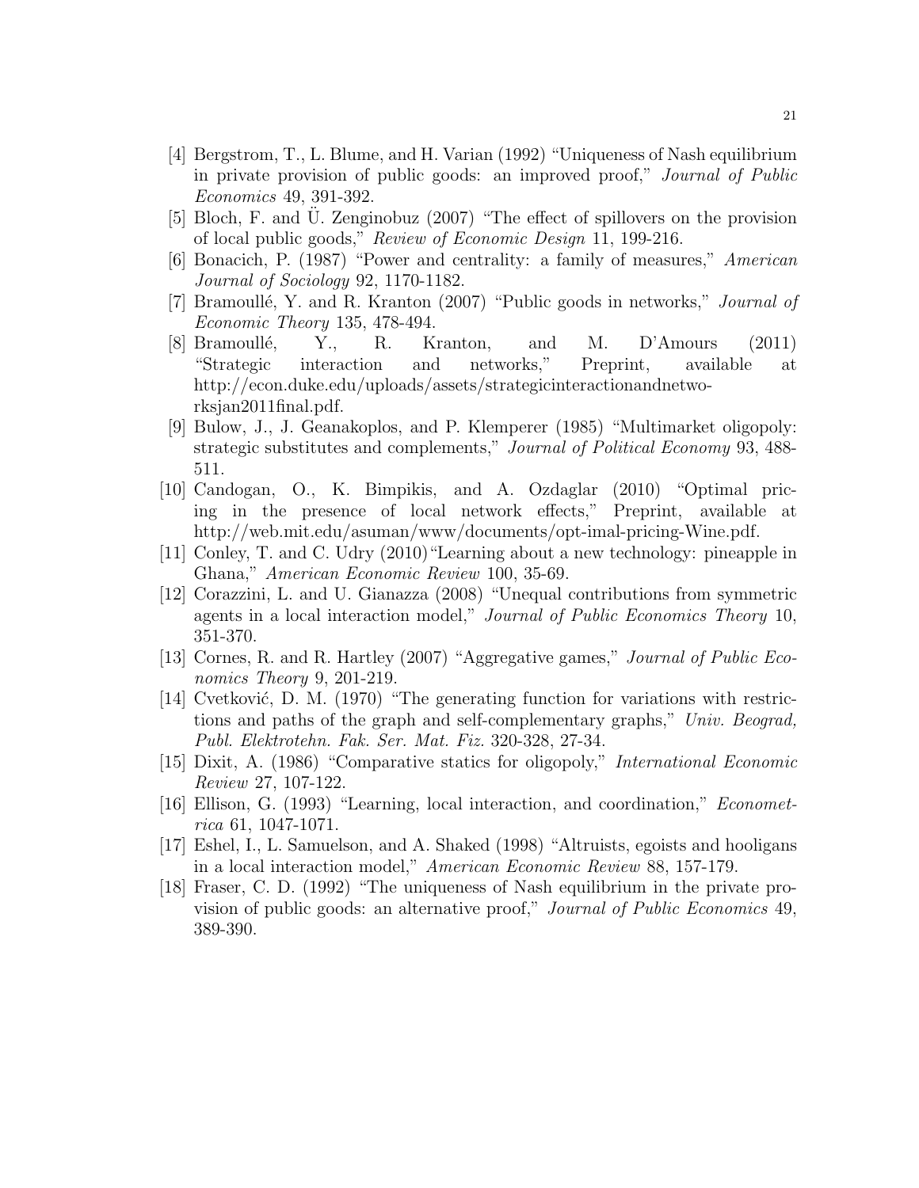[4] Bergstrom, T., L. Blume, and H. Varian (1992) "Uniqueness of Nash equilibrium in private provision of public goods: an improved proof," *Journal of Public Economics* 49, 391-392.

[5] Bloch, F. and Ü. Zenginobuz (2007) "The effect of spillovers on the provision of local public goods," *Review of Economic Design* 11, 199-216.

[6] Bonacich, P. (1987) "Power and centrality: a family of measures," *American Journal of Sociology* 92, 1170-1182.

[7] Bramoullé, Y. and R. Kranton (2007) "Public goods in networks," *Journal of Economic Theory* 135, 478-494.

[8] Bramoullé, Y., R. Kranton, and M. D'Amours (2011) "Strategic interaction and networks," Preprint, available at http://econ.duke.edu/uploads/assets/strategicinteractionandnetworksjan2011final.pdf.

[9] Bulow, J., J. Geanakoplos, and P. Klemperer (1985) "Multimarket oligopoly: strategic substitutes and complements," *Journal of Political Economy* 93, 488-511.

[10] Candogan, O., K. Bimpikis, and A. Ozdaglar (2010) "Optimal pricing in the presence of local network effects," Preprint, available at http://web.mit.edu/asuman/www/documents/opt-imal-pricing-Wine.pdf.

[11] Conley, T. and C. Udry (2010) "Learning about a new technology: pineapple in Ghana," *American Economic Review* 100, 35-69.

[12] Corazzini, L. and U. Gianazza (2008) "Unequal contributions from symmetric agents in a local interaction model," *Journal of Public Economics Theory* 10, 351-370.

[13] Cornes, R. and R. Hartley (2007) "Aggregative games," *Journal of Public Economics Theory* 9, 201-219.

[14] Cvetković, D. M. (1970) "The generating function for variations with restrictions and paths of the graph and self-complementary graphs," *Univ. Beograd, Publ. Elektrotehn. Fak. Ser. Mat. Fiz.* 320-328, 27-34.

[15] Dixit, A. (1986) "Comparative statics for oligopoly," *International Economic Review* 27, 107-122.

[16] Ellison, G. (1993) "Learning, local interaction, and coordination," *Econometrica* 61, 1047-1071.

[17] Eshel, I., L. Samuelson, and A. Shaked (1998) "Altruists, egoists and hooligans in a local interaction model," *American Economic Review* 88, 157-179.

[18] Fraser, C. D. (1992) "The uniqueness of Nash equilibrium in the private provision of public goods: an alternative proof," *Journal of Public Economics* 49, 389-390.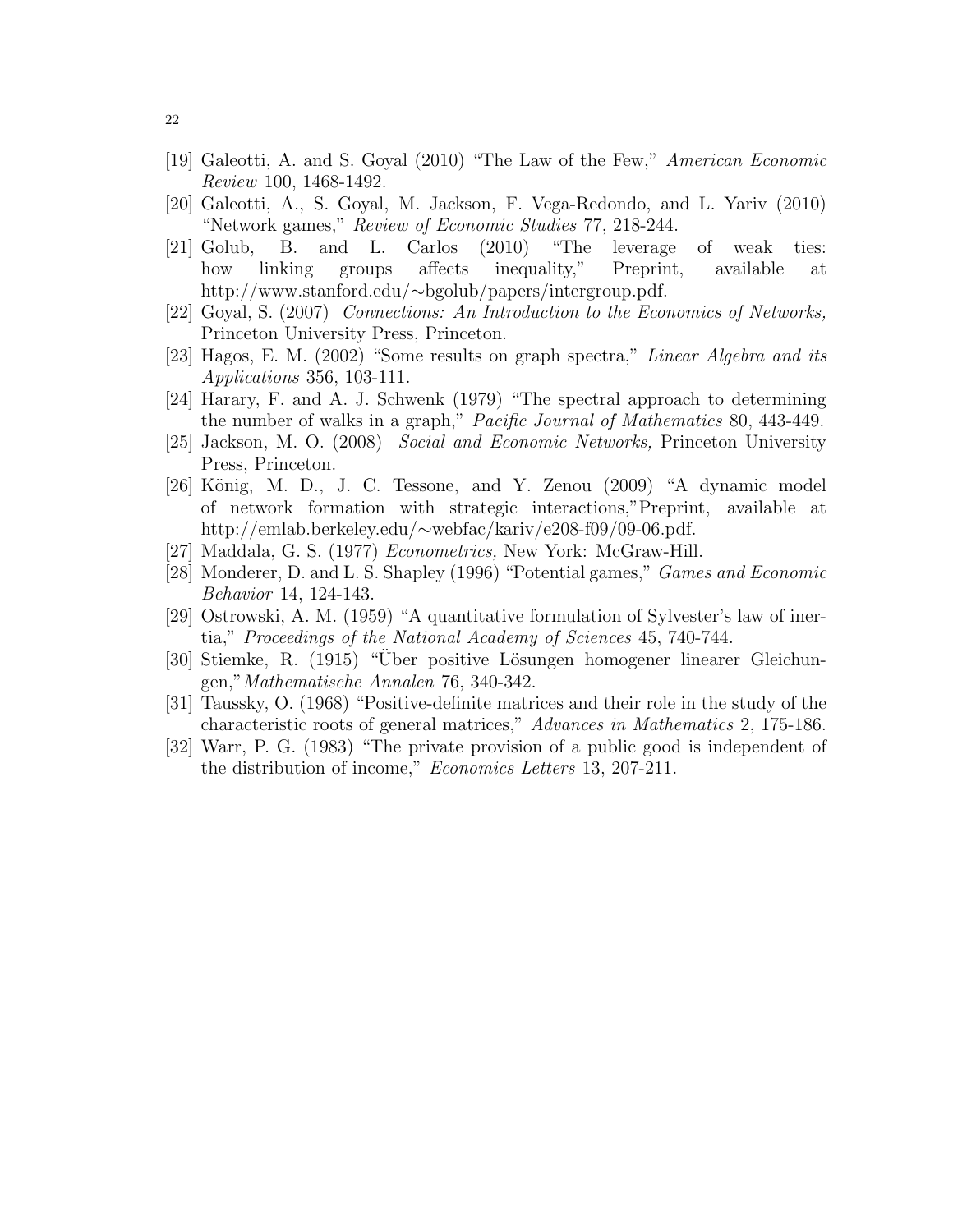[19] Galeotti, A. and S. Goyal (2010) "The Law of the Few," *American Economic Review* 100, 1468-1492.

[20] Galeotti, A., S. Goyal, M. Jackson, F. Vega-Redondo, and L. Yariv (2010) "Network games," *Review of Economic Studies* 77, 218-244.

[21] Golub, B. and L. Carlos (2010) "The leverage of weak ties: how linking groups affects inequality," Preprint, available at http://www.stanford.edu/∼bgolub/papers/intergroup.pdf.

[22] Goyal, S. (2007) *Connections: An Introduction to the Economics of Networks,* Princeton University Press, Princeton.

[23] Hagos, E. M. (2002) "Some results on graph spectra," *Linear Algebra and its Applications* 356, 103-111.

[24] Harary, F. and A. J. Schwenk (1979) "The spectral approach to determining the number of walks in a graph," *Pacific Journal of Mathematics* 80, 443-449.

[25] Jackson, M. O. (2008) *Social and Economic Networks,* Princeton University Press, Princeton.

[26] König, M. D., J. C. Tessone, and Y. Zenou (2009) "A dynamic model of network formation with strategic interactions,"Preprint, available at http://emlab.berkeley.edu/∼webfac/kariv/e208-f09/09-06.pdf.

[27] Maddala, G. S. (1977) *Econometrics,* New York: McGraw-Hill.

[28] Monderer, D. and L. S. Shapley (1996) "Potential games," *Games and Economic Behavior* 14, 124-143.

[29] Ostrowski, A. M. (1959) "A quantitative formulation of Sylvester's law of inertia," *Proceedings of the National Academy of Sciences* 45, 740-744.

[30] Stiemke, R. (1915) "Über positive Lösungen homogener linearer Gleichungen,"*Mathematische Annalen* 76, 340-342.

[31] Taussky, O. (1968) "Positive-definite matrices and their role in the study of the characteristic roots of general matrices," *Advances in Mathematics* 2, 175-186.

[32] Warr, P. G. (1983) "The private provision of a public good is independent of the distribution of income," *Economics Letters* 13, 207-211.